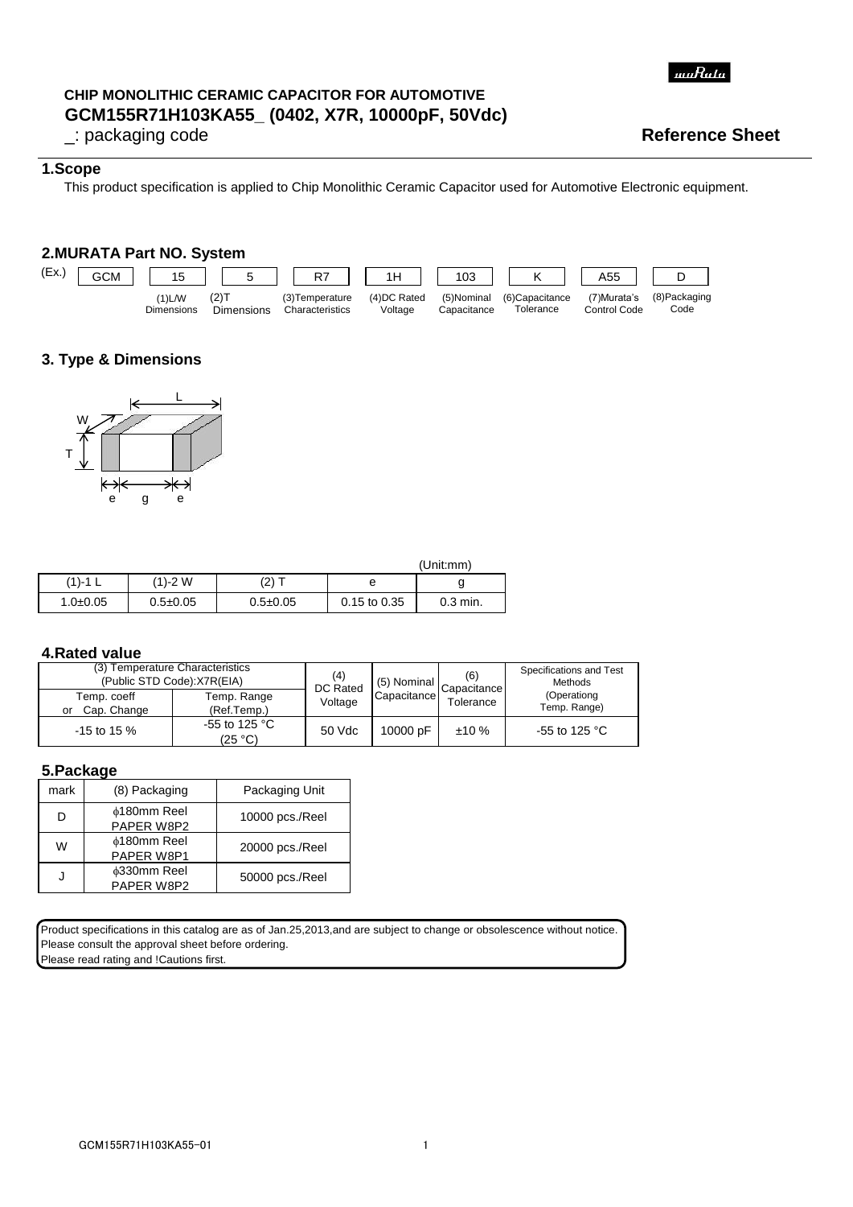# CHIP MONOLITHIC CERAMIC CAPACITOR FOR AUTOMOTIVE
# GCM155R71H103KA55_ (0402, X7R, 10000pF, 50Vdc)

_: packaging code

**Reference Sheet**

## 1.Scope

This product specification is applied to Chip Monolithic Ceramic Capacitor used for Automotive Electronic equipment.

## 2.MURATA Part NO. System

(Ex.)

| GCM | 15 | 5 | R7 | 1H | 103 | K | A55 | D |
|---|---|---|---|---|---|---|---|---|
| | (1)L/W Dimensions | (2)T Dimensions | (3)Temperature Characteristics | (4)DC Rated Voltage | (5)Nominal Capacitance | (6)Capacitance Tolerance | (7)Murata's Control Code | (8)Packaging Code |

## 3. Type & Dimensions

(Unit:mm)

| (1)-1 L | (1)-2 W | (2) T | e | g |
|---|---|---|---|---|
| 1.0±0.05 | 0.5±0.05 | 0.5±0.05 | 0.15 to 0.35 | 0.3 min. |

## 4.Rated value

| (3) Temperature Characteristics (Public STD Code):X7R(EIA) | | (4) DC Rated Voltage | (5) Nominal Capacitance | (6) Capacitance Tolerance | Specifications and Test Methods (Operationg Temp. Range) |
|---|---|---|---|---|---|
| Temp. coeff or Cap. Change | Temp. Range (Ref.Temp.) | | | | |
| -15 to 15 % | -55 to 125 °C (25 °C) | 50 Vdc | 10000 pF | ±10 % | -55 to 125 °C |

## 5.Package

| mark | (8) Packaging | Packaging Unit |
|---|---|---|
| D | ϕ180mm Reel PAPER W8P2 | 10000 pcs./Reel |
| W | ϕ180mm Reel PAPER W8P1 | 20000 pcs./Reel |
| J | ϕ330mm Reel PAPER W8P2 | 50000 pcs./Reel |

Product specifications in this catalog are as of Jan.25,2013,and are subject to change or obsolescence without notice.
Please consult the approval sheet before ordering.
Please read rating and !Cautions first.

GCM155R71H103KA55-01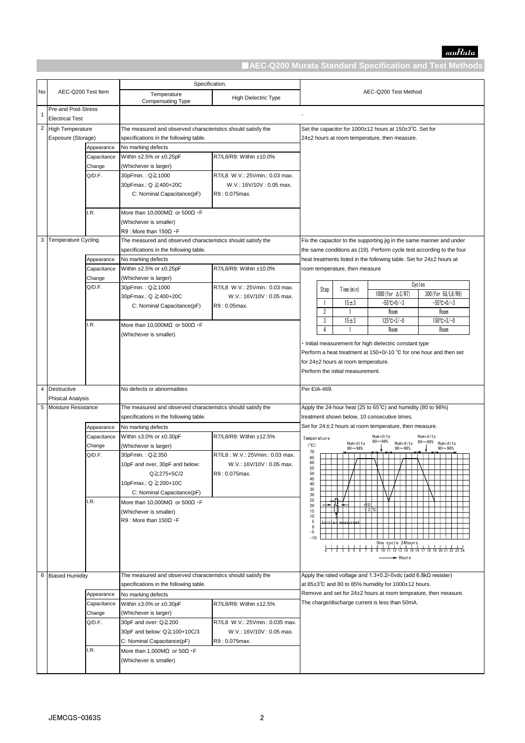## ■AEC-Q200 Murata Standard Specification and Test Methods

| No | AEC-Q200 Test Item | | Specification. Temperature Compensating Type | Specification. High Dielectric Type | AEC-Q200 Test Method |
|---|---|---|---|---|---|
| 1 | Pre-and Post-Stress Electrical Test | | | | - |
| 2 | High Temperature Exposure (Storage) | | The measured and observed characteristics should satisfy the specifications in the following table. | | Set the capacitor for 1000±12 hours at 150±3℃. Set for 24±2 hours at room temperature, then measure. |
| | | Appearance | No marking defects | | |
| | | Capacitance Change | Within ±2.5% or ±0.25pF (Whichever is larger) | R7/L8/R9: Within ±10.0% | |
| | | Q/D.F. | 30pFmin. : Q≧1000<br>30pFmax.: Q ≧400+20C<br>C: Nominal Capacitance(pF) | R7/L8 W.V.: 25Vmin.: 0.03 max.<br>W.V.: 16V/10V : 0.05 max.<br>R9 : 0.075max. | |
| | | I.R. | More than 10,000MΩ or 500Ω・F (Whichever is smaller)<br>R9 : More than 150Ω・F | | |
| 3 | Temperature Cycling | | The measured and observed characteristics should satisfy the specifications in the following table. | | Fix the capacitor to the supporting jig in the same manner and under the same conditions as (19). Perform cycle test according to the four heat treatments listed in the following table. Set for 24±2 hours at room temperature, then measure |
| | | Appearance | No marking defects | | (see cycle table below) |
| | | Capacitance Change | Within ±2.5% or ±0.25pF (Whichever is larger) | R7/L8/R9: Within ±10.0% | |
| | | Q/D.F. | 30pFmin. : Q≧1000<br>30pFmax.: Q ≧400+20C<br>C: Nominal Capacitance(pF) | R7/L8 W.V.: 25Vmin.: 0.03 max.<br>W.V.: 16V/10V : 0.05 max.<br>R9 : 0.05max. | |
| | | I.R. | More than 10,000MΩ or 500Ω・F (Whichever is smaller) | | ・Initial measurement for high dielectric constant type<br>Perform a heat treatment at 150+0/-10 ℃ for one hour and then set for 24±2 hours at room temperature.<br>Perform the initial measurement. |
| 4 | Destructive Phisical Analysis | | No defects or abnormalities | | Per EIA-469. |
| 5 | Moisture Resistance | | The measured and observed characteristics should satisfy the specifications in the following table. | | Apply the 24-hour heat (25 to 65℃) and humidity (80 to 98%) treatment shown below, 10 consecutive times.<br>Set for 24±2 hours at room temperature, then measure. |
| | | Appearance | No marking defects | | (see humidity cycle chart below) |
| | | Capacitance Change | Within ±3.0% or ±0.30pF (Whichever is larger) | R7/L8/R9: Within ±12.5% | |
| | | Q/D.F. | 30pFmin. : Q≧350<br>10pF and over, 30pF and below: Q≧275+5C/2<br>10pFmax.: Q ≧200+10C<br>C: Nominal Capacitance(pF) | R7/L8 : W.V.: 25Vmin.: 0.03 max.<br>W.V.: 16V/10V : 0.05 max.<br>R9 : 0.075max. | |
| | | I.R. | More than 10,000MΩ or 500Ω・F (Whichever is smaller)<br>R9 : More than 150Ω・F | | |
| 6 | Biased Humidity | | The measured and observed characteristics should satisfy the specifications in the following table. | | Apply the rated voltage and 1.3+0.2/-0vdc (add 6.8kΩ resister) at 85±3℃ and 80 to 85% humidity for 1000±12 hours.<br>Remove and set for 24±2 hours at room temprature, then measure.<br>The charge/discharge current is less than 50mA. |
| | | Appearance | No marking defects | | |
| | | Capacitance Change | Within ±3.0% or ±0.30pF (Whichever is larger) | R7/L8/R9: Within ±12.5% | |
| | | Q/D.F. | 30pF and over: Q≧200<br>30pF and below: Q≧100+10C/3<br>C: Nominal Capacitance(pF) | R7/L8 W.V.: 25Vmin.: 0.035 max.<br>W.V.: 16V/10V : 0.05 max.<br>R9 : 0.075max. | |
| | | I.R. | More than 1,000MΩ or 50Ω・F (Whichever is smaller) | | |

Temperature Cycling – cycle table:

| Step | Time(min) | Cycles: 1000(for ΔC/R7) | Cycles: 300(for 5G/L8/R9) |
|---|---|---|---|
| 1 | 15±3 | -55℃+0/-3 | -55℃+0/-3 |
| 2 | 1 | Room | Room |
| 3 | 15±3 | 125℃+3/-0 | 150℃+3/-0 |
| 4 | 1 | Room | Room |

Moisture Resistance – humidity cycle chart: Temperature (℃) from -10 to 70 vs. Hours (0 to 24); Humidity 90~98%, Humidity 80~98%, Humidity 90~98%, Humidity 80~98%, Humidity 90~98%; +10 / -2 ℃; Initial measurement; One cycle 24hours.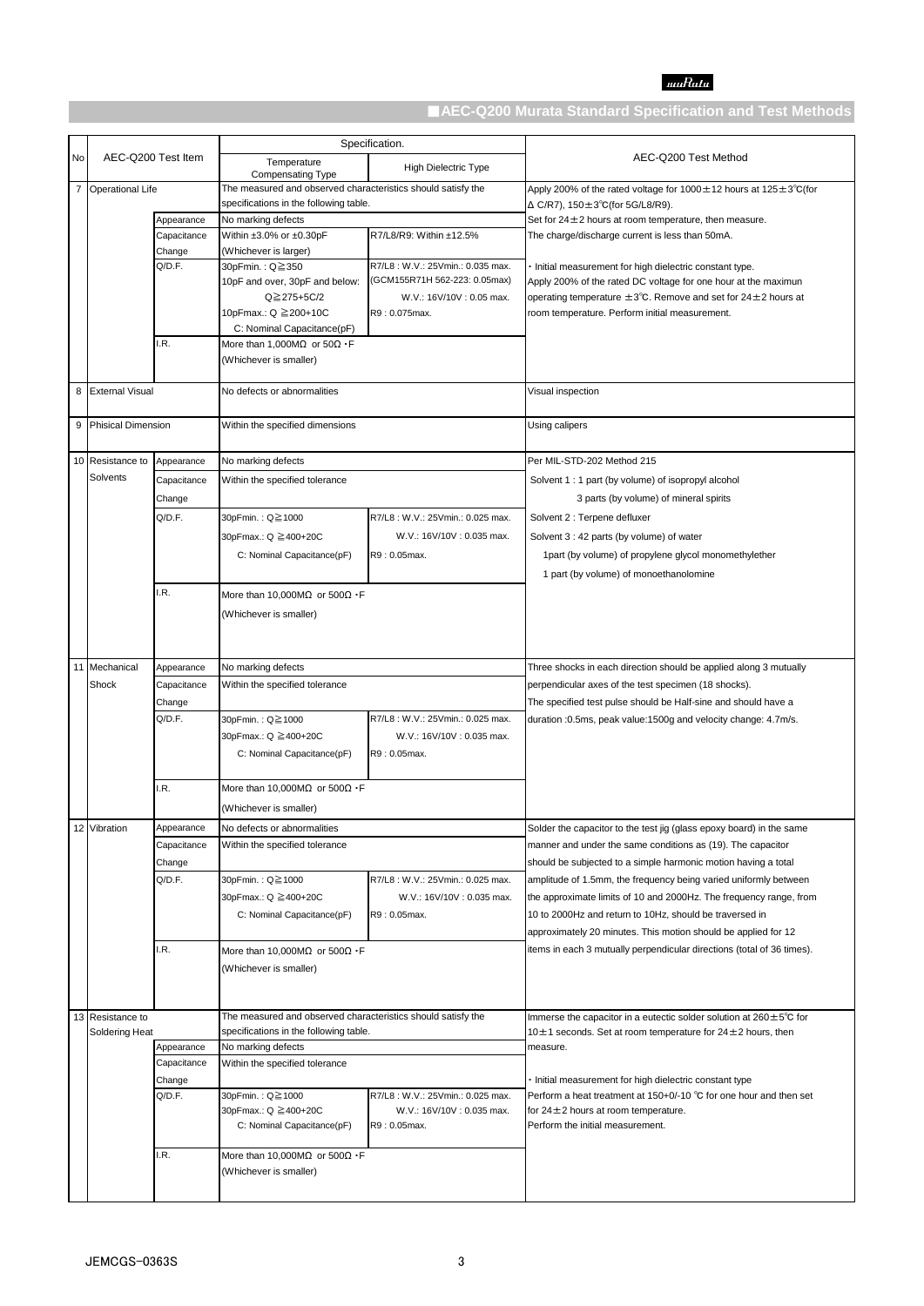## ■AEC-Q200 Murata Standard Specification and Test Methods

| No | AEC-Q200 Test Item | | Specification. Temperature Compensating Type | Specification. High Dielectric Type | AEC-Q200 Test Method |
|---|---|---|---|---|---|
| 7 | Operational Life | | The measured and observed characteristics should satisfy the specifications in the following table. | | Apply 200% of the rated voltage for 1000±12 hours at 125±3℃(for Δ C/R7), 150±3℃(for 5G/L8/R9).<br>Set for 24±2 hours at room temperature, then measure.<br>The charge/discharge current is less than 50mA.<br><br>・Initial measurement for high dielectric constant type.<br>Apply 200% of the rated DC voltage for one hour at the maximun operating temperature ±3℃. Remove and set for 24±2 hours at room temperature. Perform initial measurement. |
| | | Appearance | No marking defects | | |
| | | Capacitance Change | Within ±3.0% or ±0.30pF (Whichever is larger) | R7/L8/R9: Within ±12.5% | |
| | | Q/D.F. | 30pFmin. : Q≧350<br>10pF and over, 30pF and below: Q≧275+5C/2<br>10pFmax.: Q ≧200+10C<br>C: Nominal Capacitance(pF) | R7/L8 : W.V.: 25Vmin.: 0.035 max. (GCM155R71H 562-223: 0.05max)<br>W.V.: 16V/10V : 0.05 max.<br>R9 : 0.075max. | |
| | | I.R. | More than 1,000MΩ or 50Ω・F (Whichever is smaller) | | |
| 8 | External Visual | | No defects or abnormalities | | Visual inspection |
| 9 | Phisical Dimension | | Within the specified dimensions | | Using calipers |
| 10 | Resistance to Solvents | Appearance | No marking defects | | Per MIL-STD-202 Method 215<br>Solvent 1 : 1 part (by volume) of isopropyl alcohol<br>3 parts (by volume) of mineral spirits<br>Solvent 2 : Terpene defluxer<br>Solvent 3 : 42 parts (by volume) of water<br>1part (by volume) of propylene glycol monomethylether<br>1 part (by volume) of monoethanolomine |
| | | Capacitance Change | Within the specified tolerance | | |
| | | Q/D.F. | 30pFmin. : Q≧1000<br>30pFmax.: Q ≧400+20C<br>C: Nominal Capacitance(pF) | R7/L8 : W.V.: 25Vmin.: 0.025 max.<br>W.V.: 16V/10V : 0.035 max.<br>R9 : 0.05max. | |
| | | I.R. | More than 10,000MΩ or 500Ω・F (Whichever is smaller) | | |
| 11 | Mechanical Shock | Appearance | No marking defects | | Three shocks in each direction should be applied along 3 mutually perpendicular axes of the test specimen (18 shocks).<br>The specified test pulse should be Half-sine and should have a duration :0.5ms, peak value:1500g and velocity change: 4.7m/s. |
| | | Capacitance Change | Within the specified tolerance | | |
| | | Q/D.F. | 30pFmin. : Q≧1000<br>30pFmax.: Q ≧400+20C<br>C: Nominal Capacitance(pF) | R7/L8 : W.V.: 25Vmin.: 0.025 max.<br>W.V.: 16V/10V : 0.035 max.<br>R9 : 0.05max. | |
| | | I.R. | More than 10,000MΩ or 500Ω・F (Whichever is smaller) | | |
| 12 | Vibration | Appearance | No defects or abnormalities | | Solder the capacitor to the test jig (glass epoxy board) in the same manner and under the same conditions as (19). The capacitor should be subjected to a simple harmonic motion having a total amplitude of 1.5mm, the frequency being varied uniformly between the approximate limits of 10 and 2000Hz. The frequency range, from 10 to 2000Hz and return to 10Hz, should be traversed in approximately 20 minutes. This motion should be applied for 12 items in each 3 mutually perpendicular directions (total of 36 times). |
| | | Capacitance Change | Within the specified tolerance | | |
| | | Q/D.F. | 30pFmin. : Q≧1000<br>30pFmax.: Q ≧400+20C<br>C: Nominal Capacitance(pF) | R7/L8 : W.V.: 25Vmin.: 0.025 max.<br>W.V.: 16V/10V : 0.035 max.<br>R9 : 0.05max. | |
| | | I.R. | More than 10,000MΩ or 500Ω・F (Whichever is smaller) | | |
| 13 | Resistance to Soldering Heat | | The measured and observed characteristics should satisfy the specifications in the following table. | | Immerse the capacitor in a eutectic solder solution at 260±5℃ for 10±1 seconds. Set at room temperature for 24±2 hours, then measure.<br><br>・Initial measurement for high dielectric constant type<br>Perform a heat treatment at 150+0/-10 ℃ for one hour and then set for 24±2 hours at room temperature.<br>Perform the initial measurement. |
| | | Appearance | No marking defects | | |
| | | Capacitance Change | Within the specified tolerance | | |
| | | Q/D.F. | 30pFmin. : Q≧1000<br>30pFmax.: Q ≧400+20C<br>C: Nominal Capacitance(pF) | R7/L8 : W.V.: 25Vmin.: 0.025 max.<br>W.V.: 16V/10V : 0.035 max.<br>R9 : 0.05max. | |
| | | I.R. | More than 10,000MΩ or 500Ω・F (Whichever is smaller) | | |

JEMCGS-0363S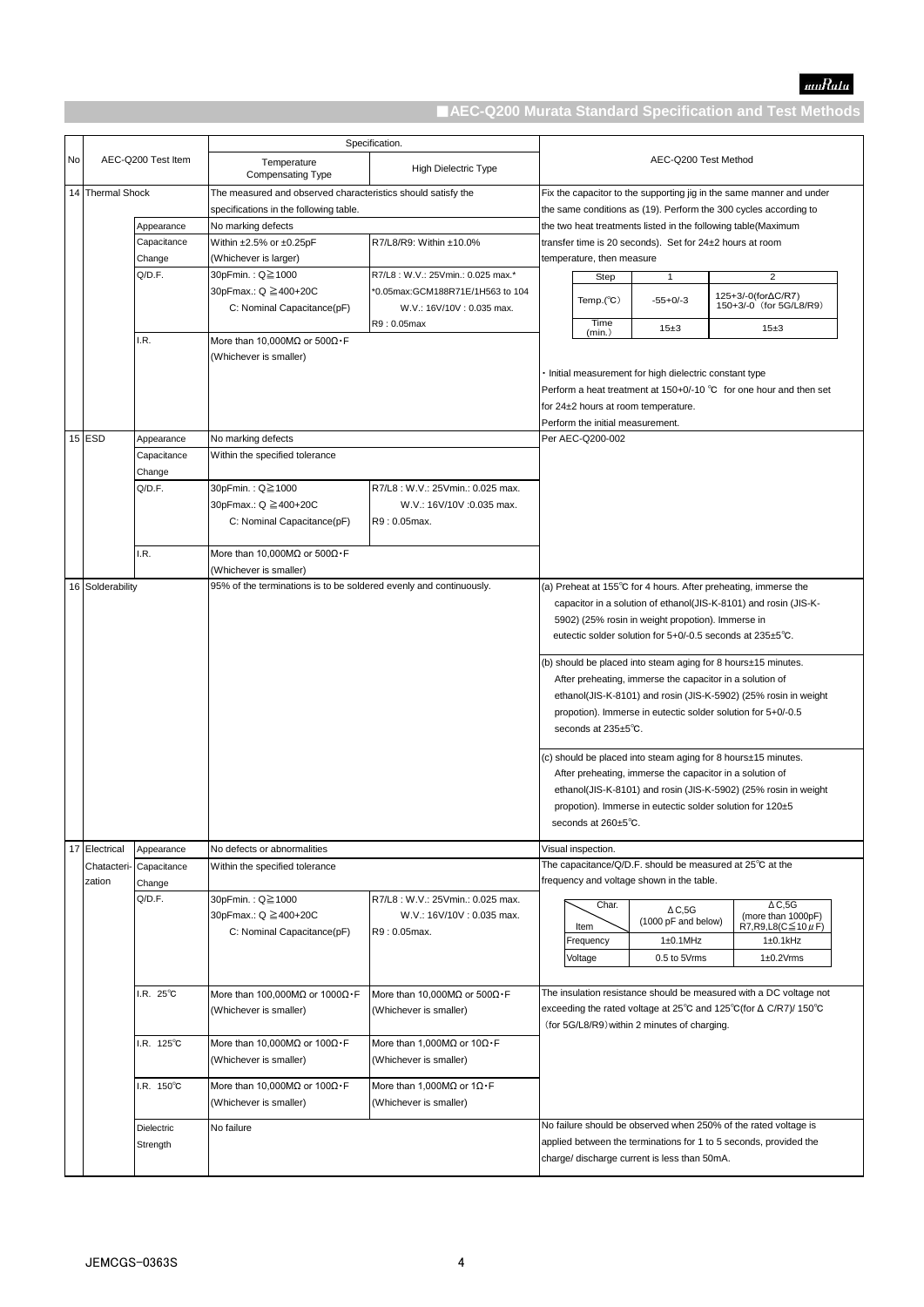## ■AEC-Q200 Murata Standard Specification and Test Methods

| No | AEC-Q200 Test Item | | Specification. Temperature Compensating Type | Specification. High Dielectric Type | AEC-Q200 Test Method |
|---|---|---|---|---|---|
| 14 | Thermal Shock | | The measured and observed characteristics should satisfy the specifications in the following table. | | Fix the capacitor to the supporting jig in the same manner and under the same conditions as (19). Perform the 300 cycles according to the two heat treatments listed in the following table(Maximum transfer time is 20 seconds). Set for 24±2 hours at room temperature, then measure<br><br>Step: 1 / 2<br>Temp.(℃): -55+0/-3 / 125+3/-0(forΔC/R7) 150+3/-0 (for 5G/L8/R9)<br>Time (min.): 15±3 / 15±3<br><br>・Initial measurement for high dielectric constant type<br>Perform a heat treatment at 150+0/-10 ℃ for one hour and then set for 24±2 hours at room temperature.<br>Perform the initial measurement. |
| | | Appearance | No marking defects | | |
| | | Capacitance Change | Within ±2.5% or ±0.25pF (Whichever is larger) | R7/L8/R9: Within ±10.0% | |
| | | Q/D.F. | 30pFmin. : Q≧1000<br>30pFmax.: Q ≧400+20C<br>C: Nominal Capacitance(pF) | R7/L8 : W.V.: 25Vmin.: 0.025 max.*<br>*0.05max:GCM188R71E/1H563 to 104<br>W.V.: 16V/10V : 0.035 max.<br>R9 : 0.05max | |
| | | I.R. | More than 10,000MΩ or 500Ω・F (Whichever is smaller) | | |
| 15 | ESD | Appearance | No marking defects | | Per AEC-Q200-002 |
| | | Capacitance Change | Within the specified tolerance | | |
| | | Q/D.F. | 30pFmin. : Q≧1000<br>30pFmax.: Q ≧400+20C<br>C: Nominal Capacitance(pF) | R7/L8 : W.V.: 25Vmin.: 0.025 max.<br>W.V.: 16V/10V :0.035 max.<br>R9 : 0.05max. | |
| | | I.R. | More than 10,000MΩ or 500Ω・F (Whichever is smaller) | | |
| 16 | Solderability | | 95% of the terminations is to be soldered evenly and continuously. | | (a) Preheat at 155℃ for 4 hours. After preheating, immerse the capacitor in a solution of ethanol(JIS-K-8101) and rosin (JIS-K-5902) (25% rosin in weight propotion). Immerse in eutectic solder solution for 5+0/-0.5 seconds at 235±5℃.<br><br>(b) should be placed into steam aging for 8 hours±15 minutes. After preheating, immerse the capacitor in a solution of ethanol(JIS-K-8101) and rosin (JIS-K-5902) (25% rosin in weight propotion). Immerse in eutectic solder solution for 5+0/-0.5 seconds at 235±5℃.<br><br>(c) should be placed into steam aging for 8 hours±15 minutes. After preheating, immerse the capacitor in a solution of ethanol(JIS-K-8101) and rosin (JIS-K-5902) (25% rosin in weight propotion). Immerse in eutectic solder solution for 120±5 seconds at 260±5℃. |
| 17 | Electrical Chatacterization | Appearance | No defects or abnormalities | | Visual inspection. |
| | | Capacitance Change | Within the specified tolerance | | The capacitance/Q/D.F. should be measured at 25℃ at the frequency and voltage shown in the table.<br><br>Item / Char.: ΔC,5G (1000 pF and below) / ΔC,5G (more than 1000pF) R7,R9,L8(C≦10μF)<br>Frequency: 1±0.1MHz / 1±0.1kHz<br>Voltage: 0.5 to 5Vrms / 1±0.2Vrms |
| | | Q/D.F. | 30pFmin. : Q≧1000<br>30pFmax.: Q ≧400+20C<br>C: Nominal Capacitance(pF) | R7/L8 : W.V.: 25Vmin.: 0.025 max.<br>W.V.: 16V/10V : 0.035 max.<br>R9 : 0.05max. | |
| | | I.R. 25℃ | More than 100,000MΩ or 1000Ω・F (Whichever is smaller) | More than 10,000MΩ or 500Ω・F (Whichever is smaller) | The insulation resistance should be measured with a DC voltage not exceeding the rated voltage at 25℃ and 125℃(for Δ C/R7)/ 150℃ (for 5G/L8/R9) within 2 minutes of charging. |
| | | I.R. 125℃ | More than 10,000MΩ or 100Ω・F (Whichever is smaller) | More than 1,000MΩ or 10Ω・F (Whichever is smaller) | |
| | | I.R. 150℃ | More than 10,000MΩ or 100Ω・F (Whichever is smaller) | More than 1,000MΩ or 1Ω・F (Whichever is smaller) | |
| | | Dielectric Strength | No failure | | No failure should be observed when 250% of the rated voltage is applied between the terminations for 1 to 5 seconds, provided the charge/ discharge current is less than 50mA. |

JEMCGS-0363S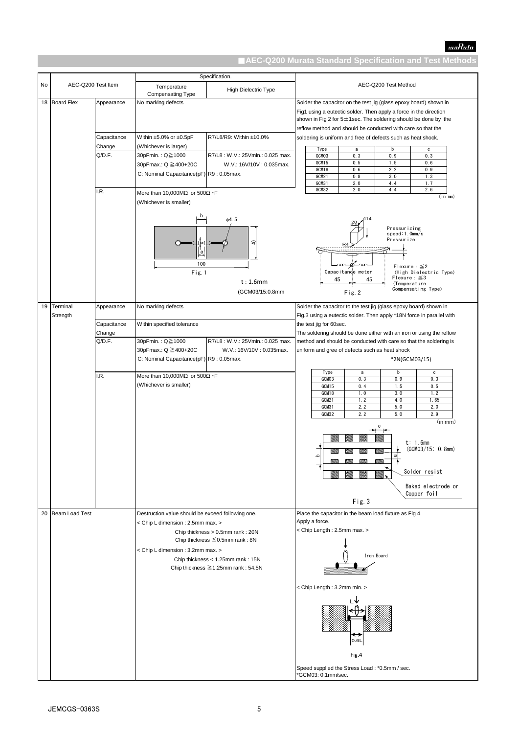## ■AEC-Q200 Murata Standard Specification and Test Methods

| No | AEC-Q200 Test Item | | Specification. Temperature Compensating Type | Specification. High Dielectric Type | AEC-Q200 Test Method |
|---|---|---|---|---|---|
| 18 | Board Flex | Appearance | No marking defects | | Solder the capacitor on the test jig (glass epoxy board) shown in Fig1 using a eutectic solder. Then apply a force in the direction shown in Fig 2 for 5±1sec. The soldering should be done by the reflow method and should be conducted with care so that the soldering is uniform and free of defects such as heat shock. |
| | | Capacitance Change | Within ±5.0% or ±0.5pF (Whichever is larger) | R7/L8/R9: Within ±10.0% | |
| | | Q/D.F. | 30pFmin. : Q≧1000<br>30pFmax.: Q ≧400+20C<br>C: Nominal Capacitance(pF) | R7/L8 : W.V.: 25Vmin.: 0.025 max.<br>W.V.: 16V/10V : 0.035max.<br>R9 : 0.05max. | |
| | | I.R. | More than 10,000MΩ or 500Ω・F (Whichever is smaller) | | |

| Type | a | b | c |
|---|---|---|---|
| GCM03 | 0.3 | 0.9 | 0.3 |
| GCM15 | 0.5 | 1.5 | 0.6 |
| GCM18 | 0.6 | 2.2 | 0.9 |
| GCM21 | 0.8 | 3.0 | 1.3 |
| GCM31 | 2.0 | 4.4 | 1.7 |
| GCM32 | 2.0 | 4.4 | 2.6 |

(in mm)

Fig. 1: φ4.5, 100, 40, a, b, c; t : 1.6mm (GCM03/15:0.8mm)

Fig. 2: Pressurizing speed:1.0mm/s, Pressurize, R4, 20, 114, Capacitance meter, 45, 45, Flexure : ≦2 (High Dielectric Type), Flexure : ≦3 (Temperature Compensating Type)

| No | AEC-Q200 Test Item | | Specification. Temperature Compensating Type | Specification. High Dielectric Type | AEC-Q200 Test Method |
|---|---|---|---|---|---|
| 19 | Terminal Strength | Appearance | No marking defects | | Solder the capacitor to the test jig (glass epoxy board) shown in Fig.3 using a eutectic solder. Then apply *18N force in parallel with the test jig for 60sec. The soldering should be done either with an iron or using the reflow method and should be conducted with care so that the soldering is uniform and gree of defects such as heat shock<br>*2N(GCM03/15) |
| | | Capacitance Change | Within specified tolerance | | |
| | | Q/D.F. | 30pFmin. : Q≧1000<br>30pFmax.: Q ≧400+20C<br>C: Nominal Capacitance(pF) | R7/L8 : W.V.: 25Vmin.: 0.025 max.<br>W.V.: 16V/10V : 0.035max.<br>R9 : 0.05max. | |
| | | I.R. | More than 10,000MΩ or 500Ω・F (Whichever is smaller) | | |

| Type | a | b | c |
|---|---|---|---|
| GCM03 | 0.3 | 0.9 | 0.3 |
| GCM15 | 0.4 | 1.5 | 0.5 |
| GCM18 | 1.0 | 3.0 | 1.2 |
| GCM21 | 1.2 | 4.0 | 1.65 |
| GCM31 | 2.2 | 5.0 | 2.0 |
| GCM32 | 2.2 | 5.0 | 2.9 |

(in mm)

Fig. 3: t: 1.6mm (GCM03/15: 0.8mm), Solder resist, Baked electrode or Copper foil

| No | AEC-Q200 Test Item | Specification. | AEC-Q200 Test Method |
|---|---|---|---|
| 20 | Beam Load Test | Destruction value should be exceed following one.<br>< Chip L dimension : 2.5mm max. ><br>Chip thickness > 0.5mm rank : 20N<br>Chip thickness ≦0.5mm rank : 8N<br>< Chip L dimension : 3.2mm max. ><br>Chip thickness < 1.25mm rank : 15N<br>Chip thickness ≧1.25mm rank : 54.5N | Place the capacitor in the beam load fixture as Fig 4.<br>Apply a force.<br>< Chip Length : 2.5mm max. ><br>Iron Board<br>< Chip Length : 3.2mm min. ><br>L, 0.6L<br>Fig.4<br>Speed supplied the Stress Load : *0.5mm / sec.<br>*GCM03: 0.1mm/sec. |

JEMCGS-0363S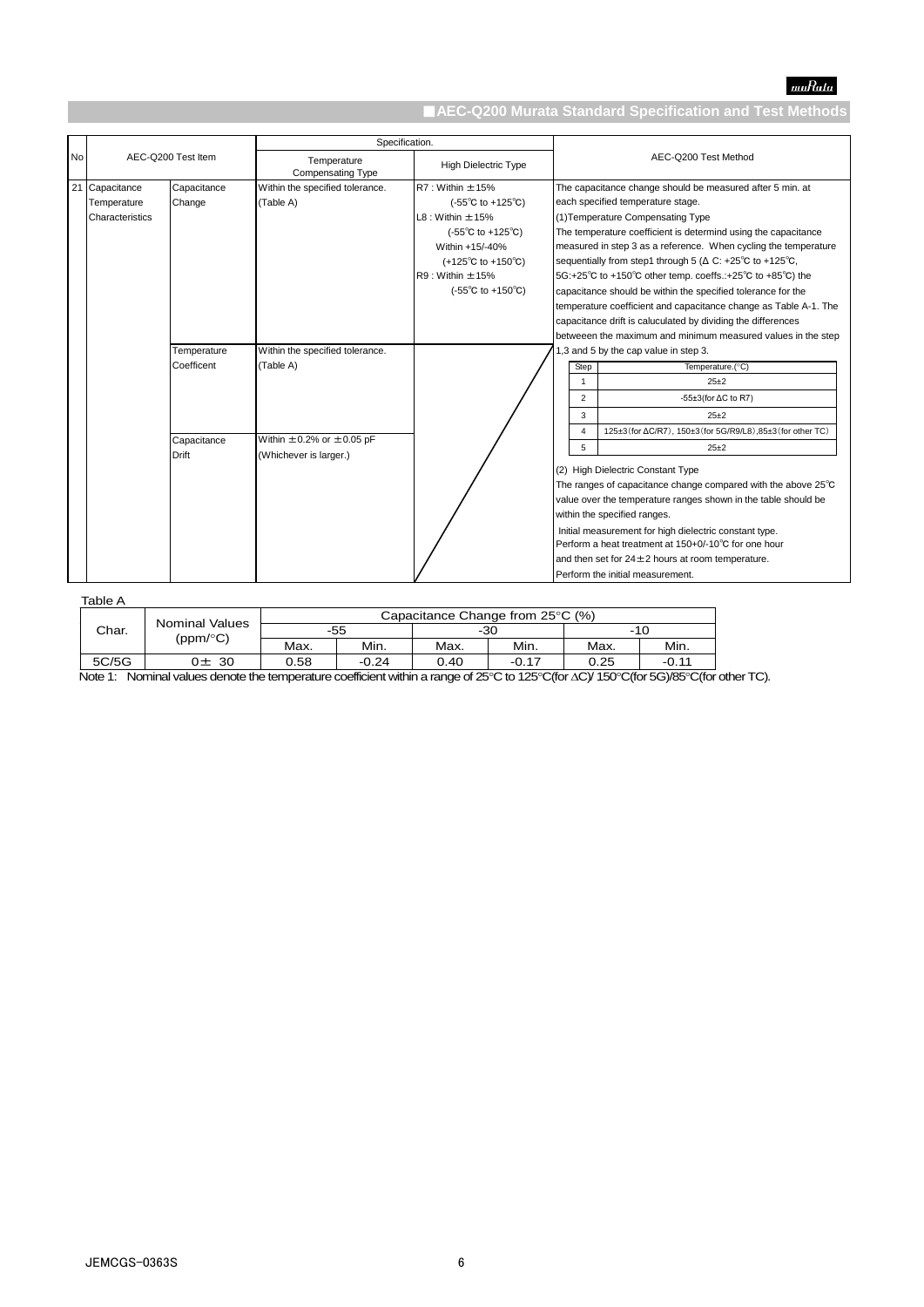## ■AEC-Q200 Murata Standard Specification and Test Methods

| No | AEC-Q200 Test Item | | Specification. Temperature Compensating Type | Specification. High Dielectric Type | AEC-Q200 Test Method |
|---|---|---|---|---|---|
| 21 | Capacitance Temperature Characteristics | Capacitance Change | Within the specified tolerance. (Table A) | R7 : Within ±15% (-55℃ to +125℃)<br>L8 : Within ±15% (-55℃ to +125℃) Within +15/-40% (+125℃ to +150℃)<br>R9 : Within ±15% (-55℃ to +150℃) | The capacitance change should be measured after 5 min. at each specified temperature stage.<br>(1)Temperature Compensating Type<br>The temperature coefficient is determind using the capacitance measured in step 3 as a reference. When cycling the temperature sequentially from step1 through 5 (ΔC: +25℃ to +125℃, 5G:+25℃ to +150℃ other temp. coeffs.:+25℃ to +85℃) the capacitance should be within the specified tolerance for the temperature coefficient and capacitance change as Table A-1. The capacitance drift is caluculated by dividing the differences betweeen the maximum and minimum measured values in the step 1,3 and 5 by the cap value in step 3. |
| | | Temperature Coefficent | Within the specified tolerance. (Table A) | | (see step table below) |
| | | Capacitance Drift | Within ±0.2% or ±0.05 pF (Whichever is larger.) | | (2) High Dielectric Constant Type<br>The ranges of capacitance change compared with the above 25℃ value over the temperature ranges shown in the table should be within the specified ranges.<br>Initial measurement for high dielectric constant type.<br>Perform a heat treatment at 150+0/-10℃ for one hour and then set for 24±2 hours at room temperature.<br>Perform the initial measurement. |

| Step | Temperature.(°C) |
|---|---|
| 1 | 25±2 |
| 2 | -55±3(for ΔC to R7) |
| 3 | 25±2 |
| 4 | 125±3(for ΔC/R7), 150±3(for 5G/R9/L8),85±3(for other TC) |
| 5 | 25±2 |

Table A

| Char. | Nominal Values (ppm/°C) | Capacitance Change from 25°C (%) | | | | | |
|---|---|---|---|---|---|---|---|
| | | -55 | | -30 | | -10 | |
| | | Max. | Min. | Max. | Min. | Max. | Min. |
| 5C/5G | 0± 30 | 0.58 | -0.24 | 0.40 | -0.17 | 0.25 | -0.11 |

Note 1: Nominal values denote the temperature coefficient within a range of 25°C to 125°C(for ΔC)/ 150°C(for 5G)/85°C(for other TC).

JEMCGS-0363S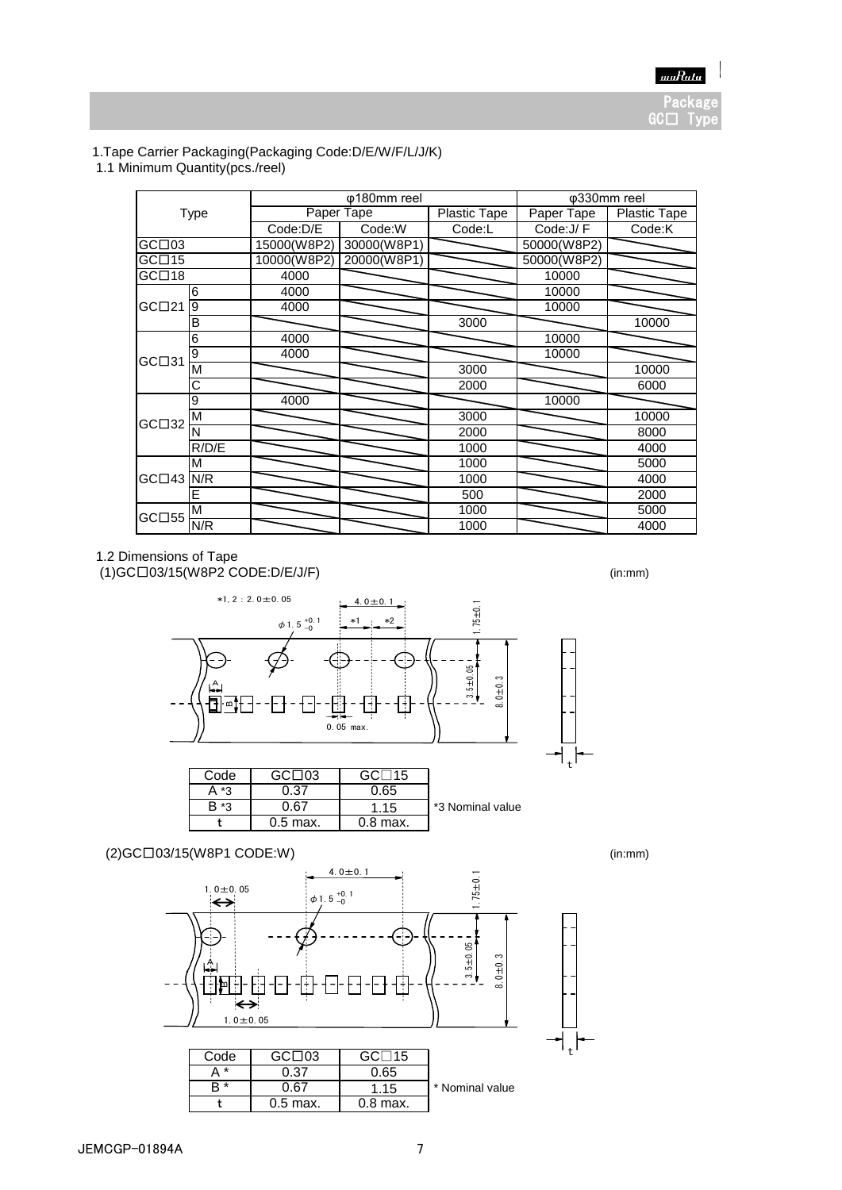Package
GC□ Type

1.Tape Carrier Packaging(Packaging Code:D/E/W/F/L/J/K)

1.1 Minimum Quantity(pcs./reel)

| Type | | φ180mm reel | | | φ330mm reel | |
|---|---|---|---|---|---|---|
| | | Paper Tape | | Plastic Tape | Paper Tape | Plastic Tape |
| | | Code:D/E | Code:W | Code:L | Code:J/ F | Code:K |
| GC□03 | | 15000(W8P2) | 30000(W8P1) | | 50000(W8P2) | |
| GC□15 | | 10000(W8P2) | 20000(W8P1) | | 50000(W8P2) | |
| GC□18 | | 4000 | | | 10000 | |
| GC□21 | 6 | 4000 | | | 10000 | |
| | 9 | 4000 | | | 10000 | |
| | B | | | 3000 | | 10000 |
| GC□31 | 6 | 4000 | | | 10000 | |
| | 9 | 4000 | | | 10000 | |
| | M | | | 3000 | | 10000 |
| | C | | | 2000 | | 6000 |
| GC□32 | 9 | 4000 | | | 10000 | |
| | M | | | 3000 | | 10000 |
| | N | | | 2000 | | 8000 |
| | R/D/E | | | 1000 | | 4000 |
| GC□43 | M | | | 1000 | | 5000 |
| | N/R | | | 1000 | | 4000 |
| | E | | | 500 | | 2000 |
| GC□55 | M | | | 1000 | | 5000 |
| | N/R | | | 1000 | | 4000 |

1.2 Dimensions of Tape

(1)GC□03/15(W8P2 CODE:D/E/J/F) (in:mm)

*1, 2 : 2.0±0.05
4.0±0.1
φ1.5 +0.1/−0
1.75±0.1
3.5±0.05
8.0±0.3
0.05 max.

| Code | GC□03 | GC□15 |
|---|---|---|
| A *3 | 0.37 | 0.65 |
| B *3 | 0.67 | 1.15 |
| t | 0.5 max. | 0.8 max. |

*3 Nominal value

(2)GC□03/15(W8P1 CODE:W) (in:mm)

1.0±0.05
4.0±0.1
φ1.5 +0.1/−0
1.75±0.1
3.5±0.05
8.0±0.3
1.0±0.05

| Code | GC□03 | GC□15 |
|---|---|---|
| A * | 0.37 | 0.65 |
| B * | 0.67 | 1.15 |
| t | 0.5 max. | 0.8 max. |

* Nominal value

JEMCGP-01894A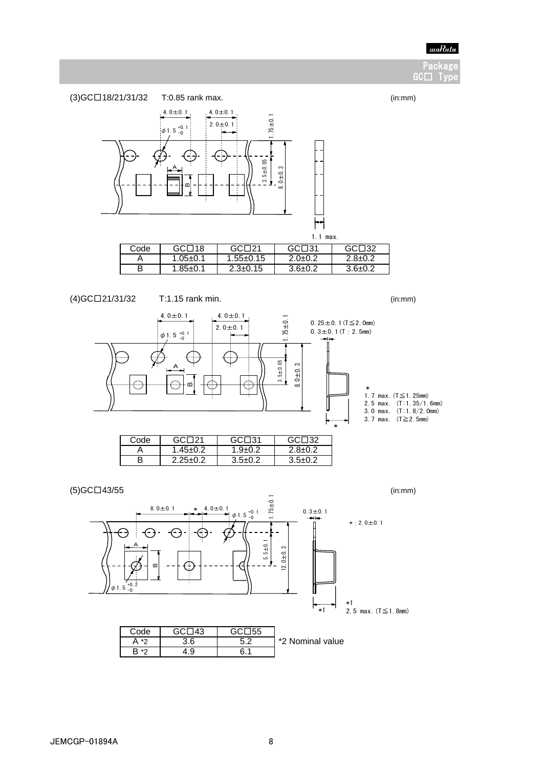## Package GC□ Type

### (3)GC□18/21/31/32 T:0.85 rank max.

(in:mm)

4.0±0.1　4.0±0.1　2.0±0.1　φ1.5 +0.1/−0　1.75±0.1　3.5±0.05　8.0±0.3　1.1 max.

| Code | GC□18 | GC□21 | GC□31 | GC□32 |
|---|---|---|---|---|
| A | 1.05±0.1 | 1.55±0.15 | 2.0±0.2 | 2.8±0.2 |
| B | 1.85±0.1 | 2.3±0.15 | 3.6±0.2 | 3.6±0.2 |

### (4)GC□21/31/32 T:1.15 rank min.

(in:mm)

4.0±0.1　4.0±0.1　2.0±0.1　φ1.5 +0.1/−0　1.75±0.1　3.5±0.05　8.0±0.3

0.25±0.1 (T≦2.0mm)
0.3±0.1 (T : 2.5mm)

\*
1.7 max. (T≦1.25mm)
2.5 max. (T:1.35/1.6mm)
3.0 max. (T:1.8/2.0mm)
3.7 max. (T≧2.5mm)

| Code | GC□21 | GC□31 | GC□32 |
|---|---|---|---|
| A | 1.45±0.2 | 1.9±0.2 | 2.8±0.2 |
| B | 2.25±0.2 | 3.5±0.2 | 3.5±0.2 |

### (5)GC□43/55

(in:mm)

8.0±0.1　\*　4.0±0.1　φ1.5 +0.1/−0　1.75±0.1　5.5±0.1　12.0±0.3　φ1.5 +0.2/−0

0.3±0.1

\* : 2.0±0.1

\*1
2.5 max. (T≦1.8mm)

| Code | GC□43 | GC□55 |
|---|---|---|
| A \*2 | 3.6 | 5.2 |
| B \*2 | 4.9 | 6.1 |

\*2 Nominal value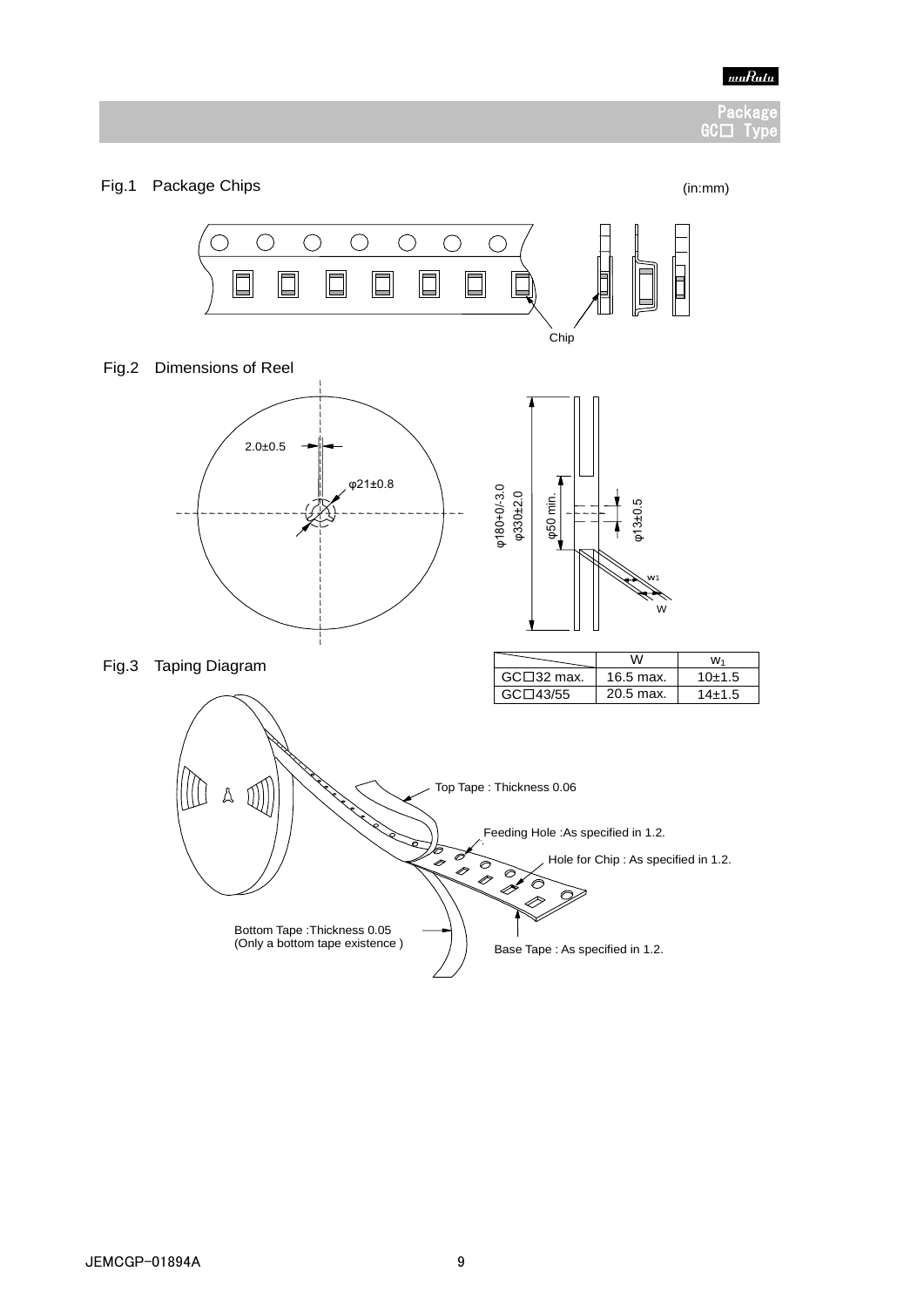## Package GC□ Type

Fig.1 Package Chips

(in:mm)

Chip

Fig.2 Dimensions of Reel

2.0±0.5

φ21±0.8

φ180+0/-3.0
φ330±2.0

φ50 min.

φ13±0.5

w1

W

Fig.3 Taping Diagram

| | W | $W_1$ |
|---|---|---|
| GC□32 max. | 16.5 max. | 10±1.5 |
| GC□43/55 | 20.5 max. | 14±1.5 |

Top Tape : Thickness 0.06

Feeding Hole :As specified in 1.2.

Hole for Chip : As specified in 1.2.

Bottom Tape :Thickness 0.05
(Only a bottom tape existence )

Base Tape : As specified in 1.2.

JEMCGP-01894A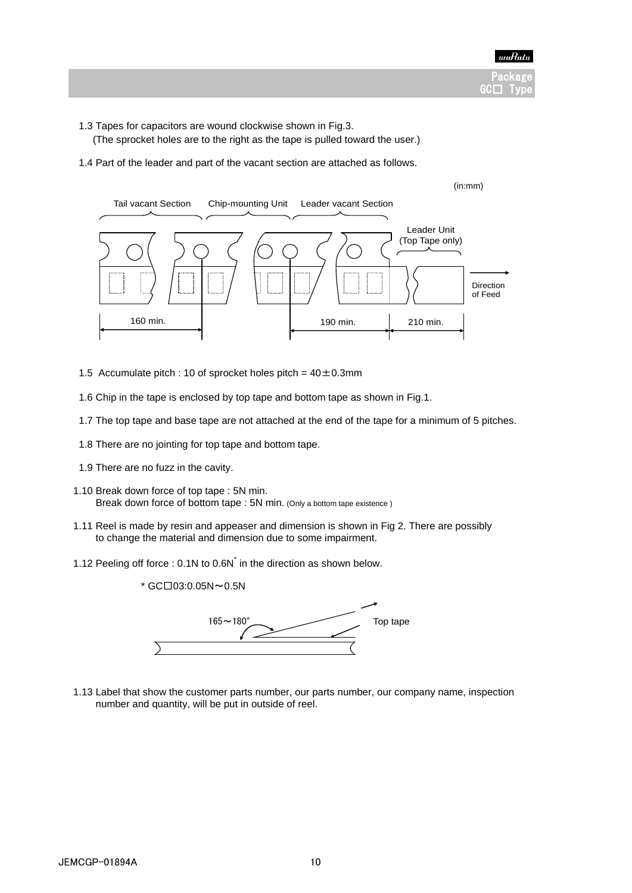1.3 Tapes for capacitors are wound clockwise shown in Fig.3.
(The sprocket holes are to the right as the tape is pulled toward the user.)

1.4 Part of the leader and part of the vacant section are attached as follows.

(in:mm)

Tail vacant Section　Chip-mounting Unit　Leader vacant Section

Leader Unit (Top Tape only)

Direction of Feed

160 min.　190 min.　210 min.

1.5 Accumulate pitch : 10 of sprocket holes pitch = 40±0.3mm

1.6 Chip in the tape is enclosed by top tape and bottom tape as shown in Fig.1.

1.7 The top tape and base tape are not attached at the end of the tape for a minimum of 5 pitches.

1.8 There are no jointing for top tape and bottom tape.

1.9 There are no fuzz in the cavity.

1.10 Break down force of top tape : 5N min.
Break down force of bottom tape : 5N min. (Only a bottom tape existence )

1.11 Reel is made by resin and appeaser and dimension is shown in Fig 2. There are possibly to change the material and dimension due to some impairment.

1.12 Peeling off force : 0.1N to 0.6N* in the direction as shown below.

\* GC□03:0.05N～0.5N

165～180°　Top tape

1.13 Label that show the customer parts number, our parts number, our company name, inspection number and quantity, will be put in outside of reel.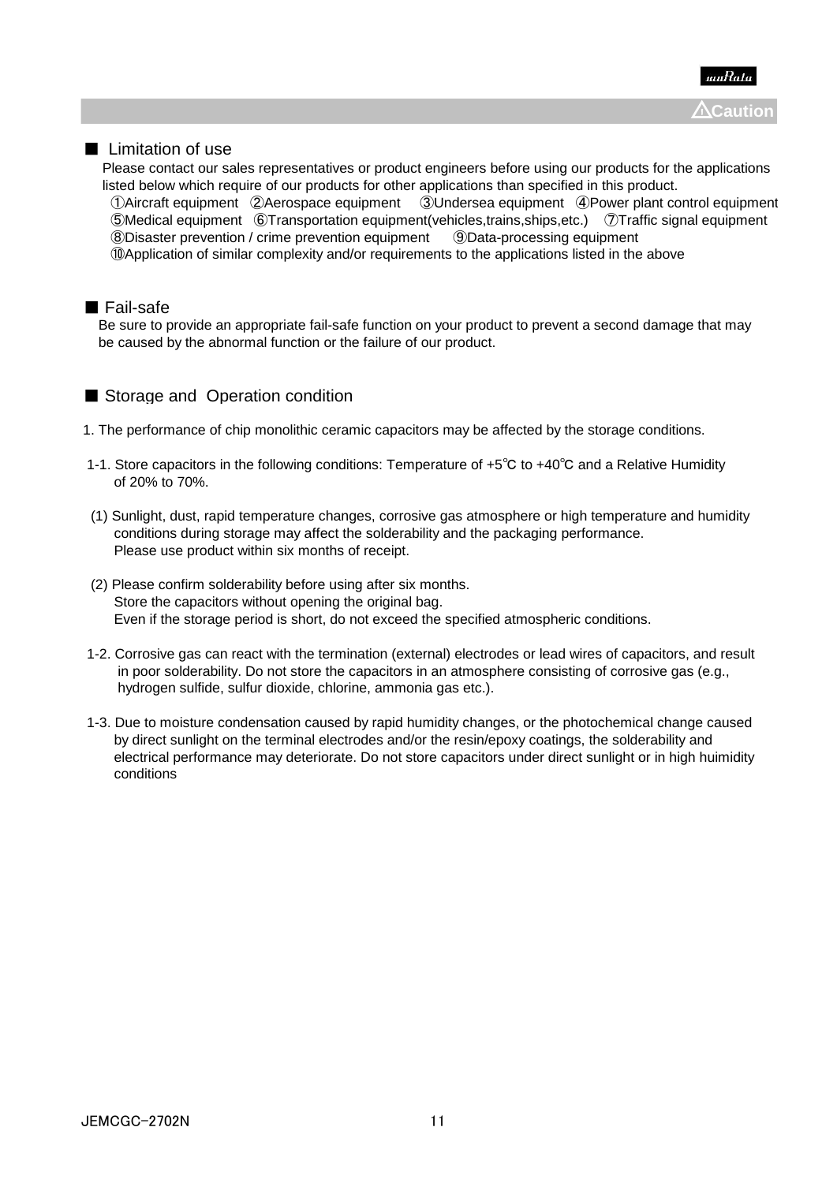⚠Caution

## ■ Limitation of use

Please contact our sales representatives or product engineers before using our products for the applications listed below which require of our products for other applications than specified in this product.

①Aircraft equipment ②Aerospace equipment ③Undersea equipment ④Power plant control equipment
⑤Medical equipment ⑥Transportation equipment(vehicles,trains,ships,etc.) ⑦Traffic signal equipment
⑧Disaster prevention / crime prevention equipment ⑨Data-processing equipment
⑩Application of similar complexity and/or requirements to the applications listed in the above

## ■ Fail-safe

Be sure to provide an appropriate fail-safe function on your product to prevent a second damage that may be caused by the abnormal function or the failure of our product.

## ■ Storage and Operation condition

1. The performance of chip monolithic ceramic capacitors may be affected by the storage conditions.

1-1. Store capacitors in the following conditions: Temperature of +5℃ to +40℃ and a Relative Humidity of 20% to 70%.

(1) Sunlight, dust, rapid temperature changes, corrosive gas atmosphere or high temperature and humidity conditions during storage may affect the solderability and the packaging performance.
Please use product within six months of receipt.

(2) Please confirm solderability before using after six months.
Store the capacitors without opening the original bag.
Even if the storage period is short, do not exceed the specified atmospheric conditions.

1-2. Corrosive gas can react with the termination (external) electrodes or lead wires of capacitors, and result in poor solderability. Do not store the capacitors in an atmosphere consisting of corrosive gas (e.g., hydrogen sulfide, sulfur dioxide, chlorine, ammonia gas etc.).

1-3. Due to moisture condensation caused by rapid humidity changes, or the photochemical change caused by direct sunlight on the terminal electrodes and/or the resin/epoxy coatings, the solderability and electrical performance may deteriorate. Do not store capacitors under direct sunlight or in high huimidity conditions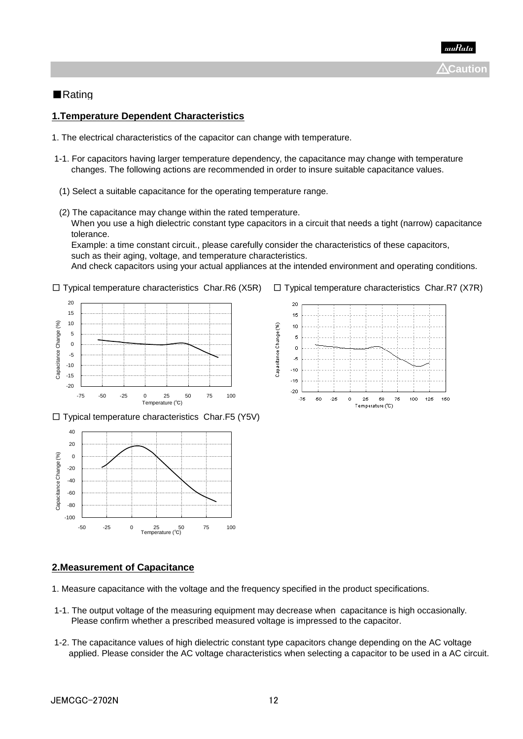⚠Caution

■Rating

## 1.Temperature Dependent Characteristics

1. The electrical characteristics of the capacitor can change with temperature.

1-1. For capacitors having larger temperature dependency, the capacitance may change with temperature changes. The following actions are recommended in order to insure suitable capacitance values.

(1) Select a suitable capacitance for the operating temperature range.

(2) The capacitance may change within the rated temperature.
When you use a high dielectric constant type capacitors in a circuit that needs a tight (narrow) capacitance tolerance.
Example: a time constant circuit., please carefully consider the characteristics of these capacitors, such as their aging, voltage, and temperature characteristics.
And check capacitors using your actual appliances at the intended environment and operating conditions.

☐ Typical temperature characteristics Char.R6 (X5R)

☐ Typical temperature characteristics Char.R7 (X7R)

☐ Typical temperature characteristics Char.F5 (Y5V)

## 2.Measurement of Capacitance

1. Measure capacitance with the voltage and the frequency specified in the product specifications.

1-1. The output voltage of the measuring equipment may decrease when capacitance is high occasionally. Please confirm whether a prescribed measured voltage is impressed to the capacitor.

1-2. The capacitance values of high dielectric constant type capacitors change depending on the AC voltage applied. Please consider the AC voltage characteristics when selecting a capacitor to be used in a AC circuit.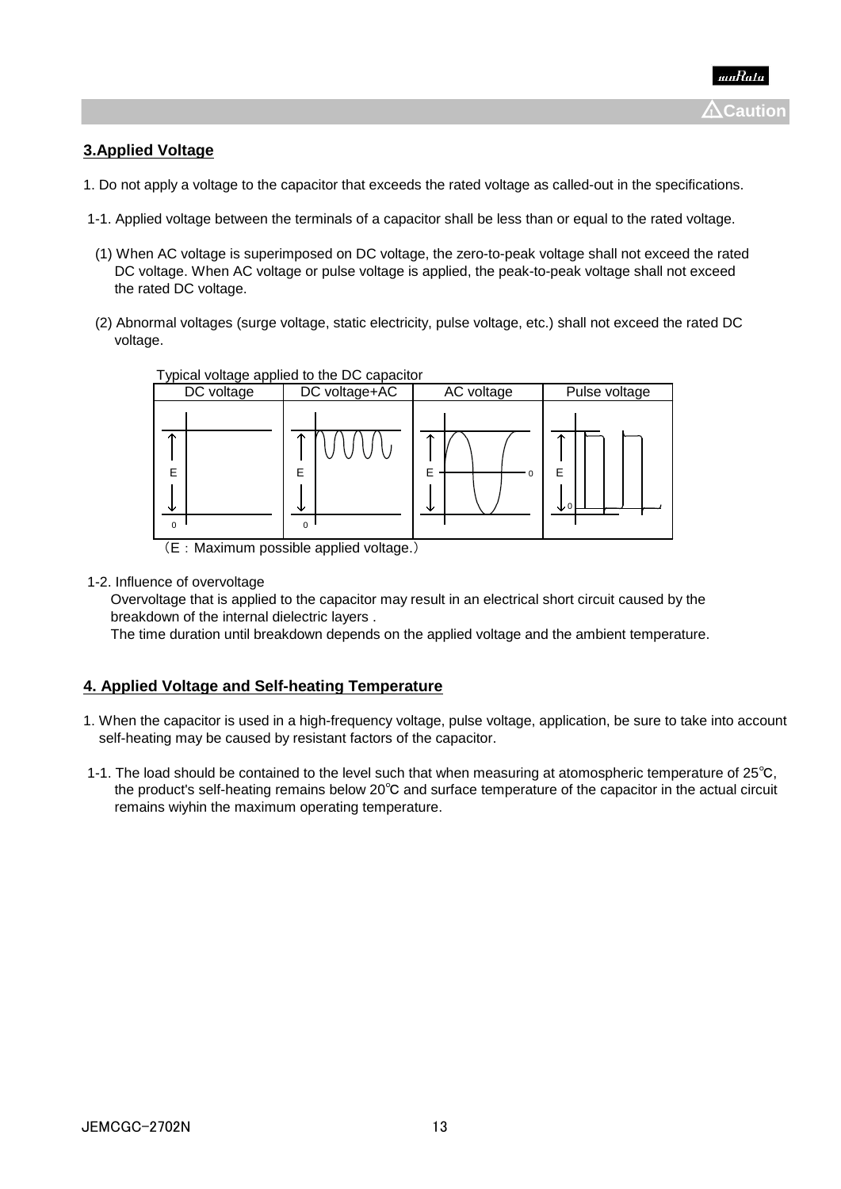⚠Caution

## 3.Applied Voltage

1. Do not apply a voltage to the capacitor that exceeds the rated voltage as called-out in the specifications.

1-1. Applied voltage between the terminals of a capacitor shall be less than or equal to the rated voltage.

(1) When AC voltage is superimposed on DC voltage, the zero-to-peak voltage shall not exceed the rated DC voltage. When AC voltage or pulse voltage is applied, the peak-to-peak voltage shall not exceed the rated DC voltage.

(2) Abnormal voltages (surge voltage, static electricity, pulse voltage, etc.) shall not exceed the rated DC voltage.

Typical voltage applied to the DC capacitor

| DC voltage | DC voltage+AC | AC voltage | Pulse voltage |
|---|---|---|---|
| E | E | E | E |

（E：Maximum possible applied voltage.）

1-2. Influence of overvoltage

Overvoltage that is applied to the capacitor may result in an electrical short circuit caused by the breakdown of the internal dielectric layers .

The time duration until breakdown depends on the applied voltage and the ambient temperature.

## 4. Applied Voltage and Self-heating Temperature

1. When the capacitor is used in a high-frequency voltage, pulse voltage, application, be sure to take into account self-heating may be caused by resistant factors of the capacitor.

1-1. The load should be contained to the level such that when measuring at atomospheric temperature of 25℃, the product's self-heating remains below 20℃ and surface temperature of the capacitor in the actual circuit remains wiyhin the maximum operating temperature.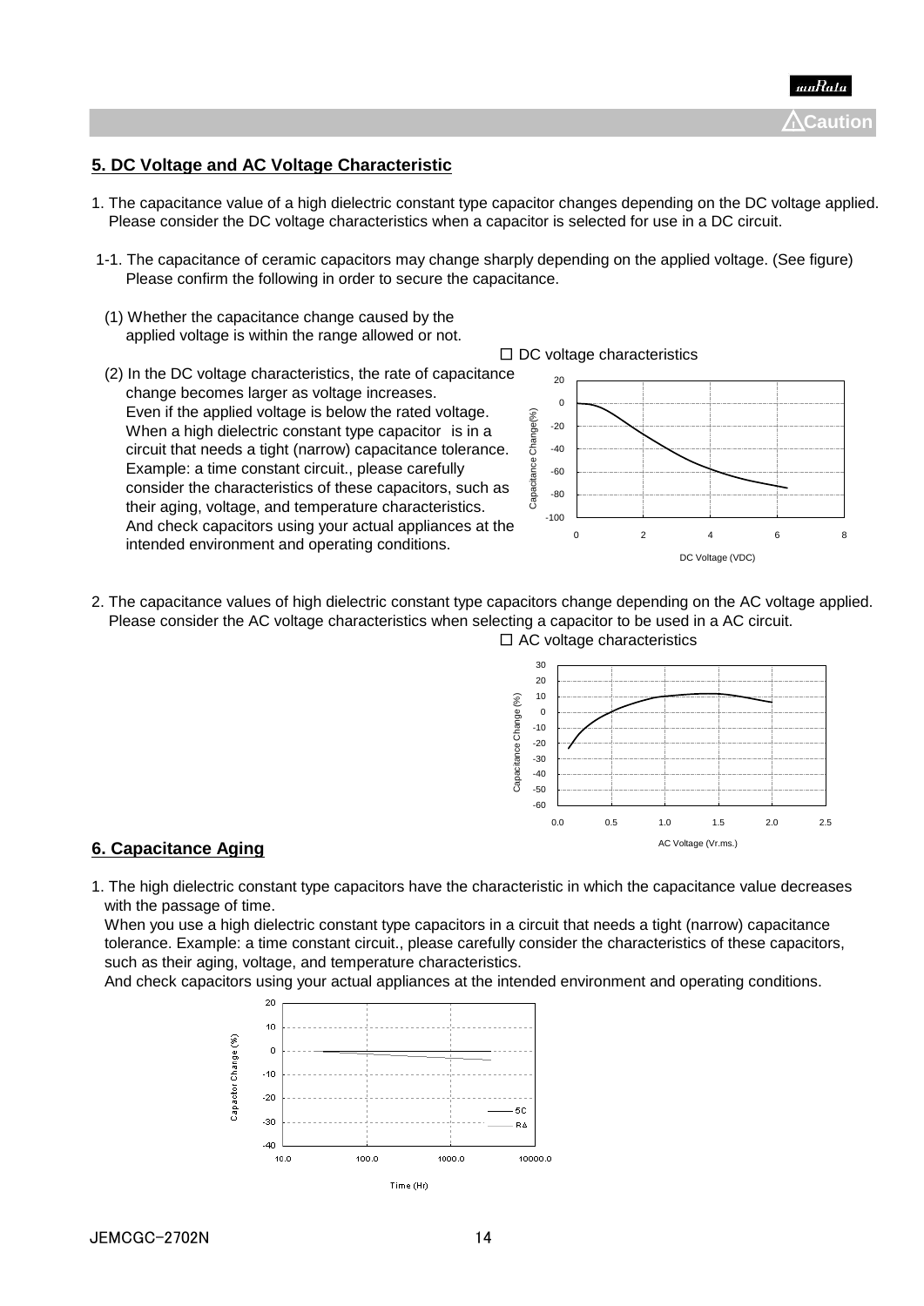⚠Caution

## 5. DC Voltage and AC Voltage Characteristic

1. The capacitance value of a high dielectric constant type capacitor changes depending on the DC voltage applied. Please consider the DC voltage characteristics when a capacitor is selected for use in a DC circuit.

1-1. The capacitance of ceramic capacitors may change sharply depending on the applied voltage. (See figure) Please confirm the following in order to secure the capacitance.

(1) Whether the capacitance change caused by the applied voltage is within the range allowed or not.

(2) In the DC voltage characteristics, the rate of capacitance change becomes larger as voltage increases. Even if the applied voltage is below the rated voltage. When a high dielectric constant type capacitor is in a circuit that needs a tight (narrow) capacitance tolerance. Example: a time constant circuit., please carefully consider the characteristics of these capacitors, such as their aging, voltage, and temperature characteristics. And check capacitors using your actual appliances at the intended environment and operating conditions.

☐ DC voltage characteristics

2. The capacitance values of high dielectric constant type capacitors change depending on the AC voltage applied. Please consider the AC voltage characteristics when selecting a capacitor to be used in a AC circuit.

☐ AC voltage characteristics

## 6. Capacitance Aging

1. The high dielectric constant type capacitors have the characteristic in which the capacitance value decreases with the passage of time.

   When you use a high dielectric constant type capacitors in a circuit that needs a tight (narrow) capacitance tolerance. Example: a time constant circuit., please carefully consider the characteristics of these capacitors, such as their aging, voltage, and temperature characteristics.

   And check capacitors using your actual appliances at the intended environment and operating conditions.

JEMCGC-2702N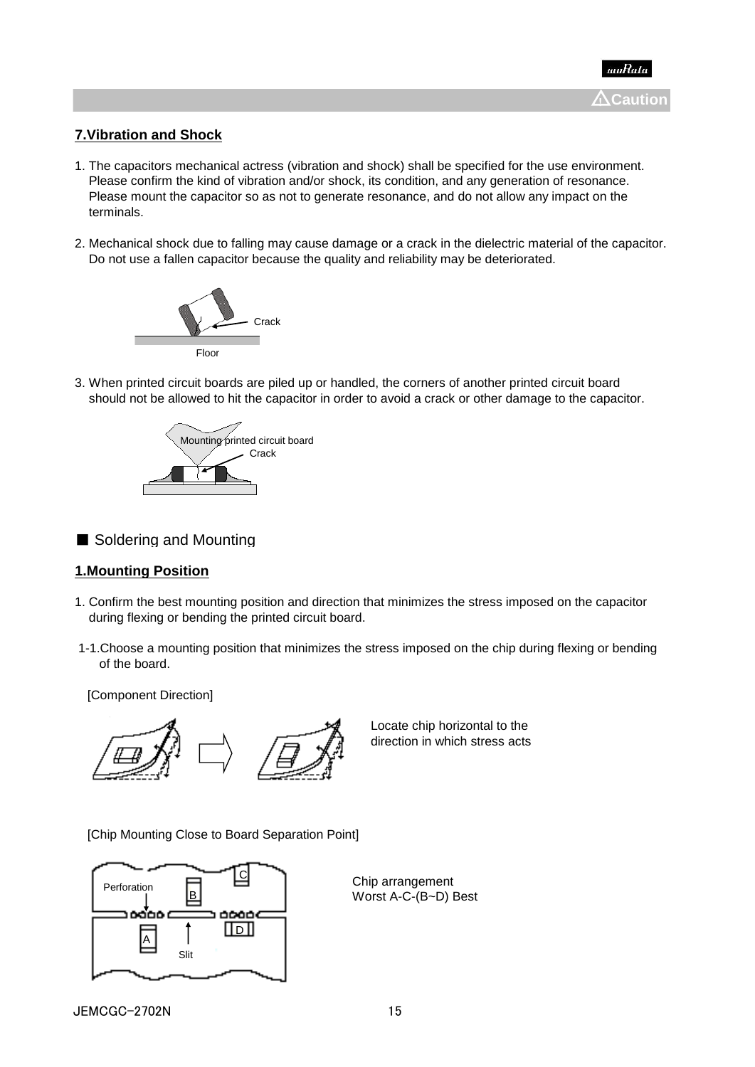⚠Caution

## 7.Vibration and Shock

1. The capacitors mechanical actress (vibration and shock) shall be specified for the use environment. Please confirm the kind of vibration and/or shock, its condition, and any generation of resonance. Please mount the capacitor so as not to generate resonance, and do not allow any impact on the terminals.

2. Mechanical shock due to falling may cause damage or a crack in the dielectric material of the capacitor. Do not use a fallen capacitor because the quality and reliability may be deteriorated.

Crack

Floor

3. When printed circuit boards are piled up or handled, the corners of another printed circuit board should not be allowed to hit the capacitor in order to avoid a crack or other damage to the capacitor.

Mounting printed circuit board

Crack

## ■ Soldering and Mounting

### 1.Mounting Position

1. Confirm the best mounting position and direction that minimizes the stress imposed on the capacitor during flexing or bending the printed circuit board.

1-1.Choose a mounting position that minimizes the stress imposed on the chip during flexing or bending of the board.

[Component Direction]

Locate chip horizontal to the direction in which stress acts

[Chip Mounting Close to Board Separation Point]

Perforation

Slit

Chip arrangement
Worst A-C-(B~D) Best

JEMCGC-2702N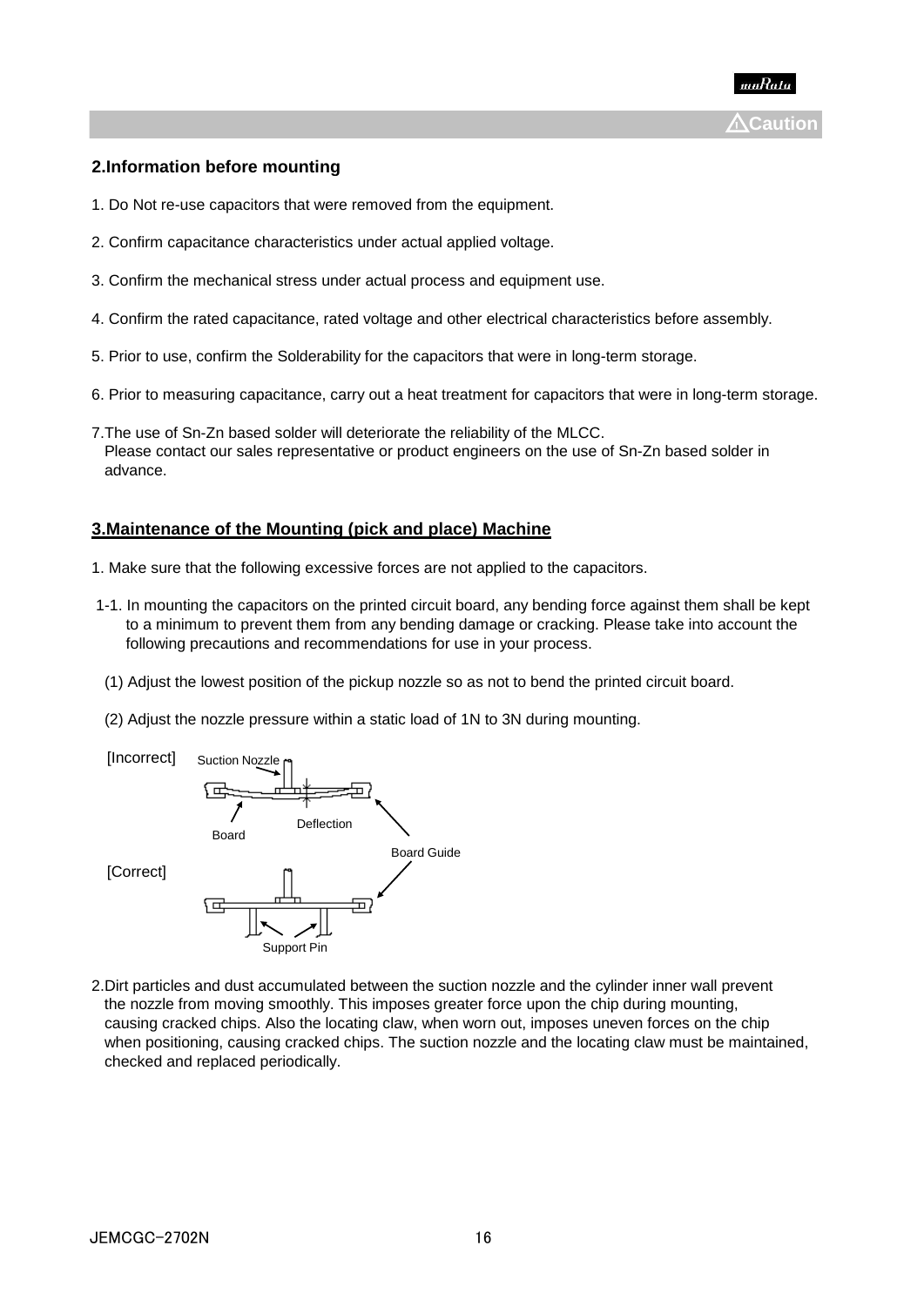⚠Caution

## 2.Information before mounting

1. Do Not re-use capacitors that were removed from the equipment.

2. Confirm capacitance characteristics under actual applied voltage.

3. Confirm the mechanical stress under actual process and equipment use.

4. Confirm the rated capacitance, rated voltage and other electrical characteristics before assembly.

5. Prior to use, confirm the Solderability for the capacitors that were in long-term storage.

6. Prior to measuring capacitance, carry out a heat treatment for capacitors that were in long-term storage.

7. The use of Sn-Zn based solder will deteriorate the reliability of the MLCC.
   Please contact our sales representative or product engineers on the use of Sn-Zn based solder in advance.

## 3.Maintenance of the Mounting (pick and place) Machine

1. Make sure that the following excessive forces are not applied to the capacitors.

 1-1. In mounting the capacitors on the printed circuit board, any bending force against them shall be kept to a minimum to prevent them from any bending damage or cracking. Please take into account the following precautions and recommendations for use in your process.

   (1) Adjust the lowest position of the pickup nozzle so as not to bend the printed circuit board.

   (2) Adjust the nozzle pressure within a static load of 1N to 3N during mounting.

[Incorrect] Suction Nozzle, Deflection, Board, Board Guide

[Correct] Support Pin

2. Dirt particles and dust accumulated between the suction nozzle and the cylinder inner wall prevent the nozzle from moving smoothly. This imposes greater force upon the chip during mounting, causing cracked chips. Also the locating claw, when worn out, imposes uneven forces on the chip when positioning, causing cracked chips. The suction nozzle and the locating claw must be maintained, checked and replaced periodically.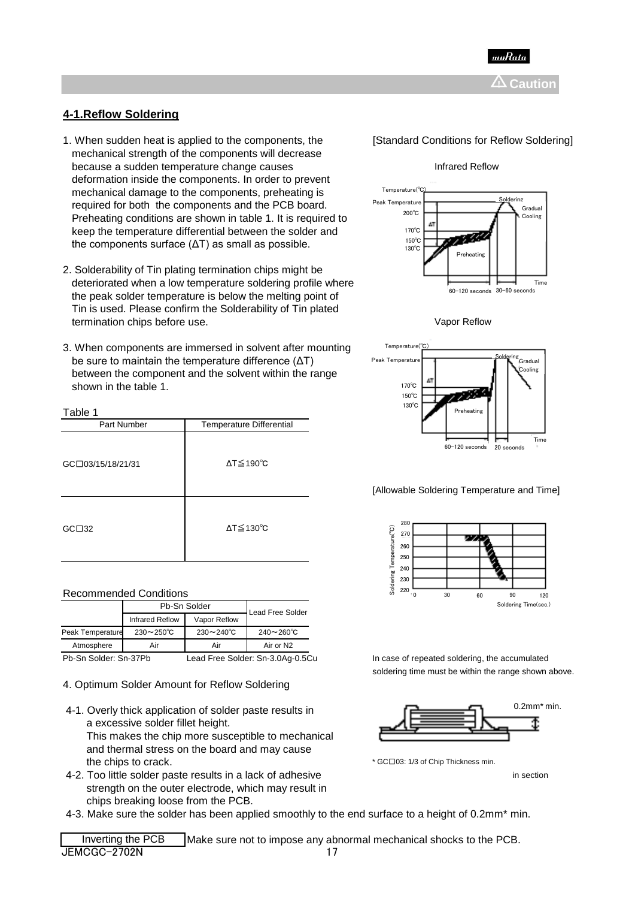**Caution**

## 4-1.Reflow Soldering

1. When sudden heat is applied to the components, the mechanical strength of the components will decrease because a sudden temperature change causes deformation inside the components. In order to prevent mechanical damage to the components, preheating is required for both the components and the PCB board. Preheating conditions are shown in table 1. It is required to keep the temperature differential between the solder and the components surface (ΔT) as small as possible.

2. Solderability of Tin plating termination chips might be deteriorated when a low temperature soldering profile where the peak solder temperature is below the melting point of Tin is used. Please confirm the Solderability of Tin plated termination chips before use.

3. When components are immersed in solvent after mounting be sure to maintain the temperature difference (ΔT) between the component and the solvent within the range shown in the table 1.

Table 1

| Part Number | Temperature Differential |
|---|---|
| GC□03/15/18/21/31 | ΔT≦190℃ |
| GC□32 | ΔT≦130℃ |

Recommended Conditions

| | Pb-Sn Solder | | Lead Free Solder |
|---|---|---|---|
| | Infrared Reflow | Vapor Reflow | |
| Peak Temperature | 230～250℃ | 230～240℃ | 240～260℃ |
| Atmosphere | Air | Air | Air or N2 |

Pb-Sn Solder: Sn-37Pb  Lead Free Solder: Sn-3.0Ag-0.5Cu

[Standard Conditions for Reflow Soldering]

Infrared Reflow

Vapor Reflow

[Allowable Soldering Temperature and Time]

In case of repeated soldering, the accumulated soldering time must be within the range shown above.

4. Optimum Solder Amount for Reflow Soldering

4-1. Overly thick application of solder paste results in a excessive solder fillet height. This makes the chip more susceptible to mechanical and thermal stress on the board and may cause the chips to crack.

4-2. Too little solder paste results in a lack of adhesive strength on the outer electrode, which may result in chips breaking loose from the PCB.

4-3. Make sure the solder has been applied smoothly to the end surface to a height of 0.2mm* min.

0.2mm* min.

* GC□03: 1/3 of Chip Thickness min.

in section

| Inverting the PCB | Make sure not to impose any abnormal mechanical shocks to the PCB. |
|---|---|

JEMCGC-2702N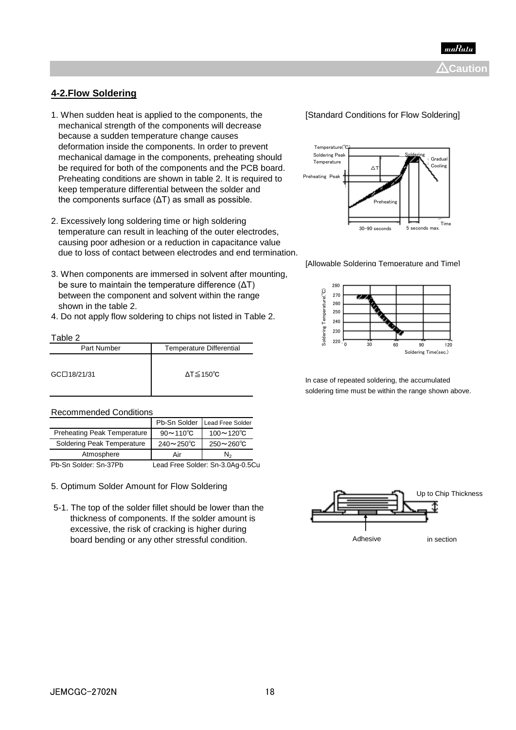⚠Caution

## 4-2.Flow Soldering

1. When sudden heat is applied to the components, the mechanical strength of the components will decrease because a sudden temperature change causes deformation inside the components. In order to prevent mechanical damage in the components, preheating should be required for both of the components and the PCB board. Preheating conditions are shown in table 2. It is required to keep temperature differential between the solder and the components surface (ΔT) as small as possible.

2. Excessively long soldering time or high soldering temperature can result in leaching of the outer electrodes, causing poor adhesion or a reduction in capacitance value due to loss of contact between electrodes and end termination.

3. When components are immersed in solvent after mounting, be sure to maintain the temperature difference (ΔT) between the component and solvent within the range shown in the table 2.

4. Do not apply flow soldering to chips not listed in Table 2.

Table 2

| Part Number | Temperature Differential |
|---|---|
| GC□18/21/31 | ΔT≦150℃ |

Recommended Conditions

| | Pb-Sn Solder | Lead Free Solder |
|---|---|---|
| Preheating Peak Temperature | 90～110℃ | 100～120℃ |
| Soldering Peak Temperature | 240～250℃ | 250～260℃ |
| Atmosphere | Air | $N_2$ |

Pb-Sn Solder: Sn-37Pb　　Lead Free Solder: Sn-3.0Ag-0.5Cu

[Standard Conditions for Flow Soldering]

Temperature(℃)
Soldering Peak Temperature
ΔT
Preheating Peak
Preheating
Soldering
Gradual Cooling
Time
30~90 seconds
5 seconds max.

[Allowable Soldering Temperature and Time]

Soldering Temperature(℃): 220, 230, 240, 250, 260, 270, 280
Soldering Time(sec.): 0, 30, 60, 90, 120

In case of repeated soldering, the accumulated soldering time must be within the range shown above.

5. Optimum Solder Amount for Flow Soldering

5-1. The top of the solder fillet should be lower than the thickness of components. If the solder amount is excessive, the risk of cracking is higher during board bending or any other stressful condition.

Up to Chip Thickness

Adhesive　　in section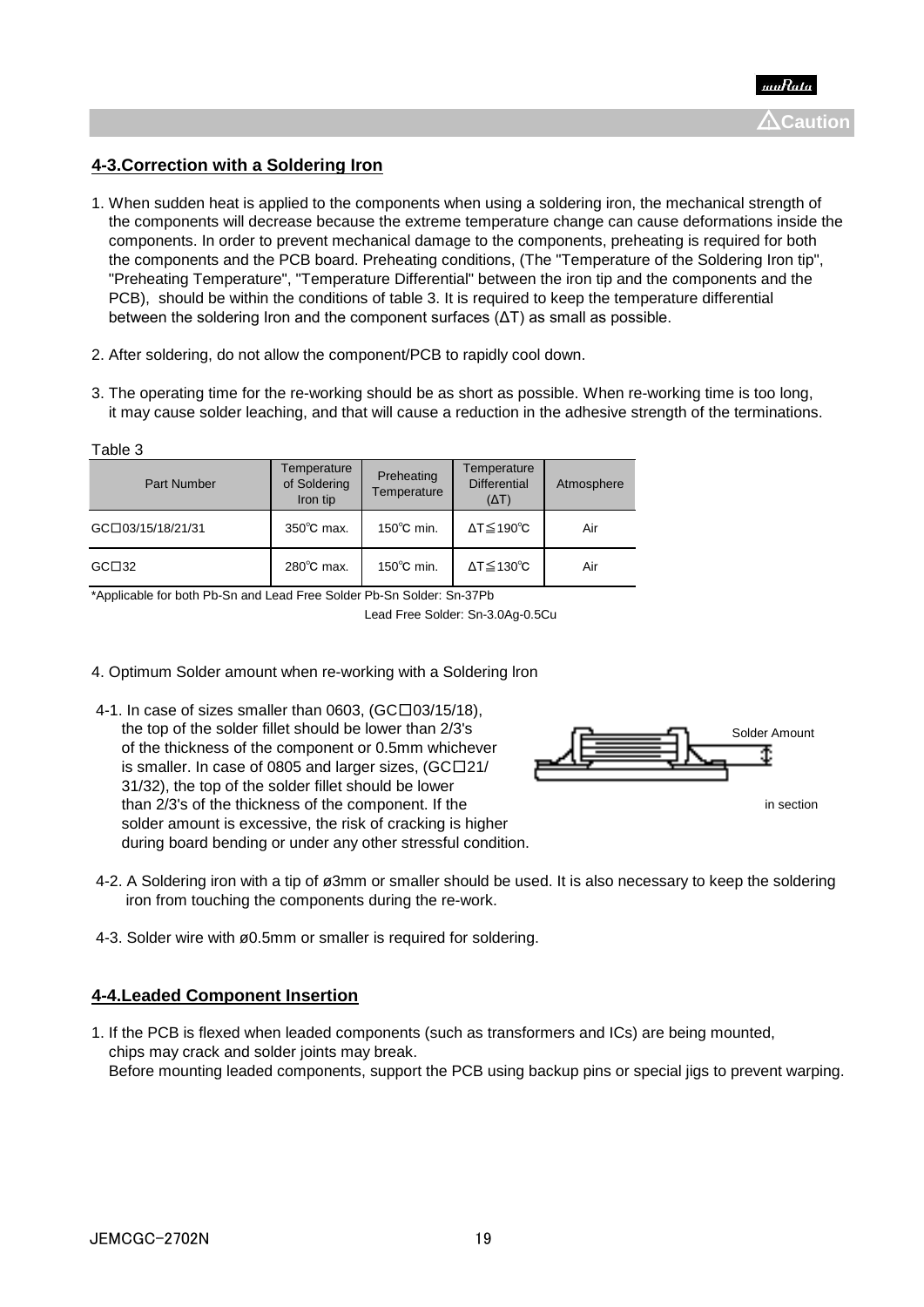⚠Caution

## 4-3.Correction with a Soldering Iron

1. When sudden heat is applied to the components when using a soldering iron, the mechanical strength of the components will decrease because the extreme temperature change can cause deformations inside the components. In order to prevent mechanical damage to the components, preheating is required for both the components and the PCB board. Preheating conditions, (The "Temperature of the Soldering Iron tip", "Preheating Temperature", "Temperature Differential" between the iron tip and the components and the PCB), should be within the conditions of table 3. It is required to keep the temperature differential between the soldering Iron and the component surfaces (ΔT) as small as possible.

2. After soldering, do not allow the component/PCB to rapidly cool down.

3. The operating time for the re-working should be as short as possible. When re-working time is too long, it may cause solder leaching, and that will cause a reduction in the adhesive strength of the terminations.

Table 3

| Part Number | Temperature of Soldering Iron tip | Preheating Temperature | Temperature Differential (ΔT) | Atmosphere |
|---|---|---|---|---|
| GC□03/15/18/21/31 | 350℃ max. | 150℃ min. | ΔT≦190℃ | Air |
| GC□32 | 280℃ max. | 150℃ min. | ΔT≦130℃ | Air |

*Applicable for both Pb-Sn and Lead Free Solder Pb-Sn Solder: Sn-37Pb
Lead Free Solder: Sn-3.0Ag-0.5Cu

4. Optimum Solder amount when re-working with a Soldering Iron

4-1. In case of sizes smaller than 0603, (GC□03/15/18), the top of the solder fillet should be lower than 2/3's of the thickness of the component or 0.5mm whichever is smaller. In case of 0805 and larger sizes, (GC□21/31/32), the top of the solder fillet should be lower than 2/3's of the thickness of the component. If the solder amount is excessive, the risk of cracking is higher during board bending or under any other stressful condition.

Solder Amount

in section

4-2. A Soldering iron with a tip of ø3mm or smaller should be used. It is also necessary to keep the soldering iron from touching the components during the re-work.

4-3. Solder wire with ø0.5mm or smaller is required for soldering.

## 4-4.Leaded Component Insertion

1. If the PCB is flexed when leaded components (such as transformers and ICs) are being mounted, chips may crack and solder joints may break.
Before mounting leaded components, support the PCB using backup pins or special jigs to prevent warping.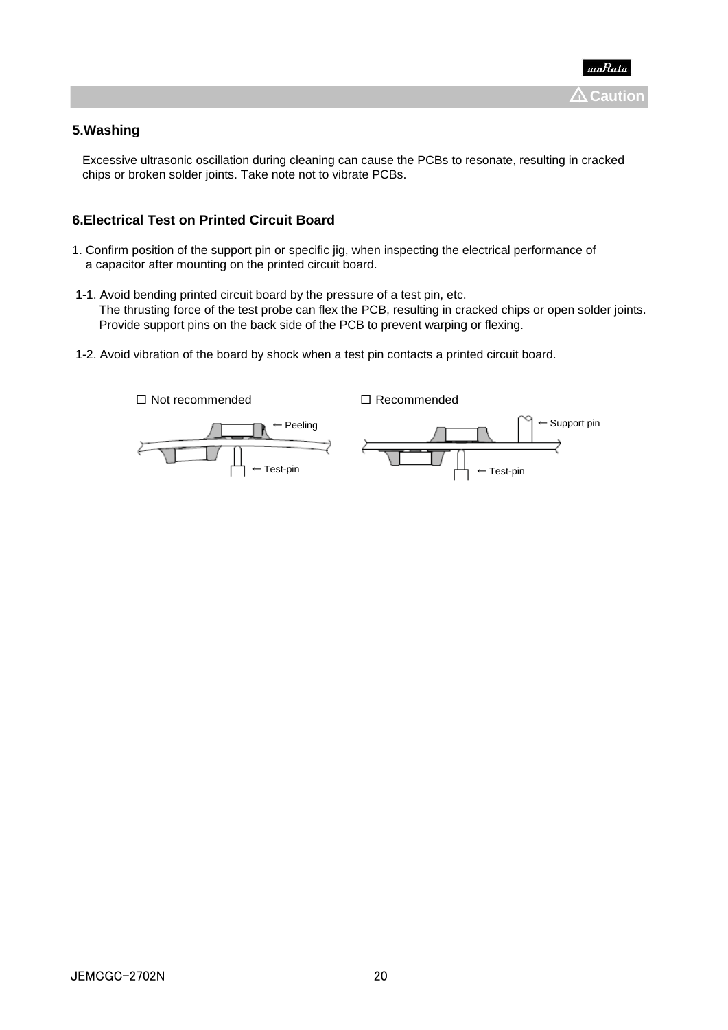⚠Caution

## 5.Washing

Excessive ultrasonic oscillation during cleaning can cause the PCBs to resonate, resulting in cracked chips or broken solder joints. Take note not to vibrate PCBs.

## 6.Electrical Test on Printed Circuit Board

1. Confirm position of the support pin or specific jig, when inspecting the electrical performance of a capacitor after mounting on the printed circuit board.

1-1. Avoid bending printed circuit board by the pressure of a test pin, etc.
The thrusting force of the test probe can flex the PCB, resulting in cracked chips or open solder joints.
Provide support pins on the back side of the PCB to prevent warping or flexing.

1-2. Avoid vibration of the board by shock when a test pin contacts a printed circuit board.

☐ Not recommended

← Peeling

← Test-pin

☐ Recommended

← Support pin

← Test-pin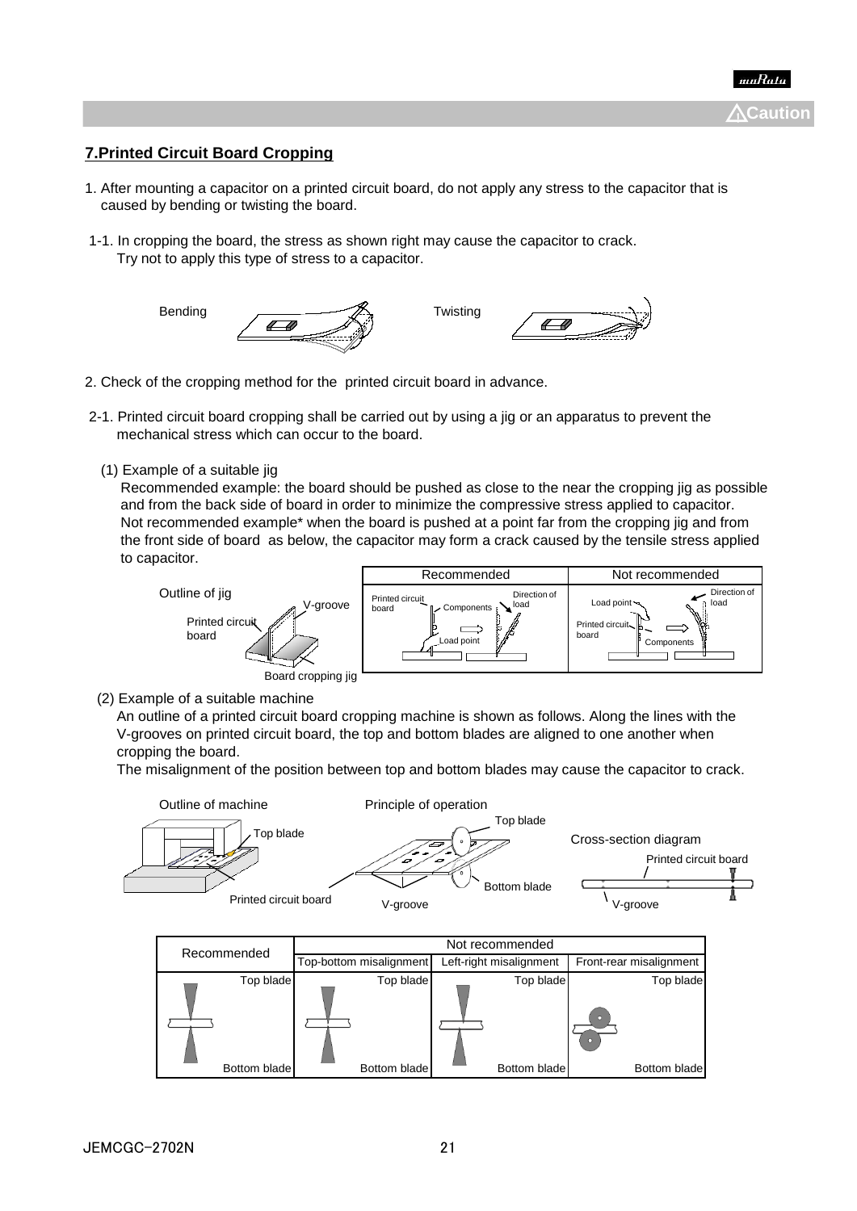⚠Caution

## 7.Printed Circuit Board Cropping

1. After mounting a capacitor on a printed circuit board, do not apply any stress to the capacitor that is caused by bending or twisting the board.

1-1. In cropping the board, the stress as shown right may cause the capacitor to crack. Try not to apply this type of stress to a capacitor.

Bending Twisting

2. Check of the cropping method for the printed circuit board in advance.

2-1. Printed circuit board cropping shall be carried out by using a jig or an apparatus to prevent the mechanical stress which can occur to the board.

(1) Example of a suitable jig

Recommended example: the board should be pushed as close to the near the cropping jig as possible and from the back side of board in order to minimize the compressive stress applied to capacitor.
Not recommended example* when the board is pushed at a point far from the cropping jig and from the front side of board as below, the capacitor may form a crack caused by the tensile stress applied to capacitor.

Outline of jig: Printed circuit board, V-groove, Board cropping jig

| Recommended | Not recommended |
|---|---|
| Printed circuit board, Components, Direction of load, Load point | Load point, Direction of load, Printed circuit board, Components |

(2) Example of a suitable machine

An outline of a printed circuit board cropping machine is shown as follows. Along the lines with the V-grooves on printed circuit board, the top and bottom blades are aligned to one another when cropping the board.
The misalignment of the position between top and bottom blades may cause the capacitor to crack.

Outline of machine: Top blade, Printed circuit board

Principle of operation: Top blade, Bottom blade, V-groove

Cross-section diagram: Printed circuit board, V-groove

| Recommended | Not recommended | | |
|---|---|---|---|
| | Top-bottom misalignment | Left-right misalignment | Front-rear misalignment |
| Top blade / Bottom blade | Top blade / Bottom blade | Top blade / Bottom blade | Top blade / Bottom blade |

JEMCGC-2702N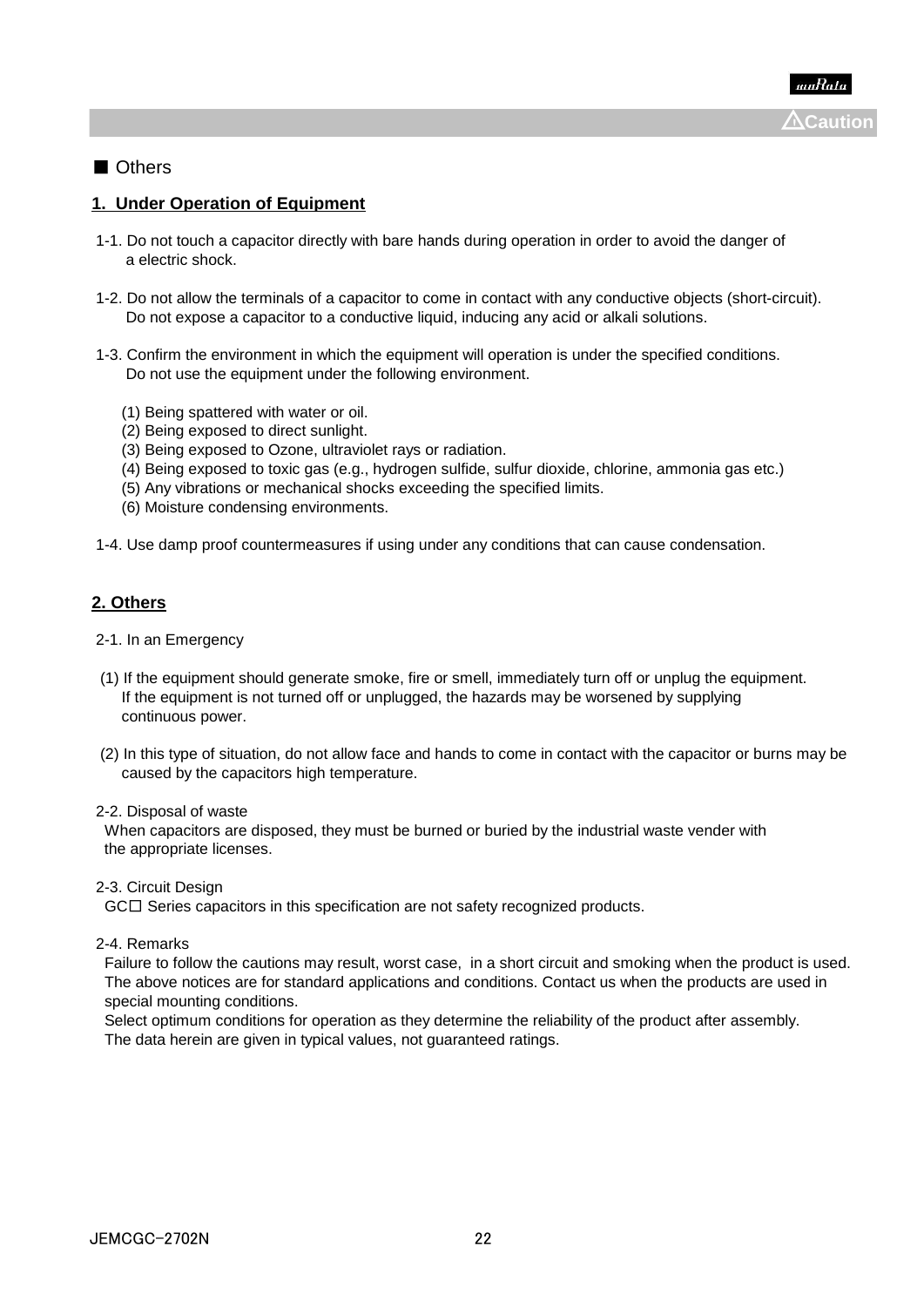⚠Caution

■ Others

**1. Under Operation of Equipment**

1-1. Do not touch a capacitor directly with bare hands during operation in order to avoid the danger of a electric shock.

1-2. Do not allow the terminals of a capacitor to come in contact with any conductive objects (short-circuit). Do not expose a capacitor to a conductive liquid, inducing any acid or alkali solutions.

1-3. Confirm the environment in which the equipment will operation is under the specified conditions. Do not use the equipment under the following environment.

(1) Being spattered with water or oil.
(2) Being exposed to direct sunlight.
(3) Being exposed to Ozone, ultraviolet rays or radiation.
(4) Being exposed to toxic gas (e.g., hydrogen sulfide, sulfur dioxide, chlorine, ammonia gas etc.)
(5) Any vibrations or mechanical shocks exceeding the specified limits.
(6) Moisture condensing environments.

1-4. Use damp proof countermeasures if using under any conditions that can cause condensation.

**2. Others**

2-1. In an Emergency

(1) If the equipment should generate smoke, fire or smell, immediately turn off or unplug the equipment. If the equipment is not turned off or unplugged, the hazards may be worsened by supplying continuous power.

(2) In this type of situation, do not allow face and hands to come in contact with the capacitor or burns may be caused by the capacitors high temperature.

2-2. Disposal of waste
When capacitors are disposed, they must be burned or buried by the industrial waste vender with the appropriate licenses.

2-3. Circuit Design
GC☐ Series capacitors in this specification are not safety recognized products.

2-4. Remarks
Failure to follow the cautions may result, worst case, in a short circuit and smoking when the product is used.
The above notices are for standard applications and conditions. Contact us when the products are used in special mounting conditions.
Select optimum conditions for operation as they determine the reliability of the product after assembly.
The data herein are given in typical values, not guaranteed ratings.

JEMCGC-2702N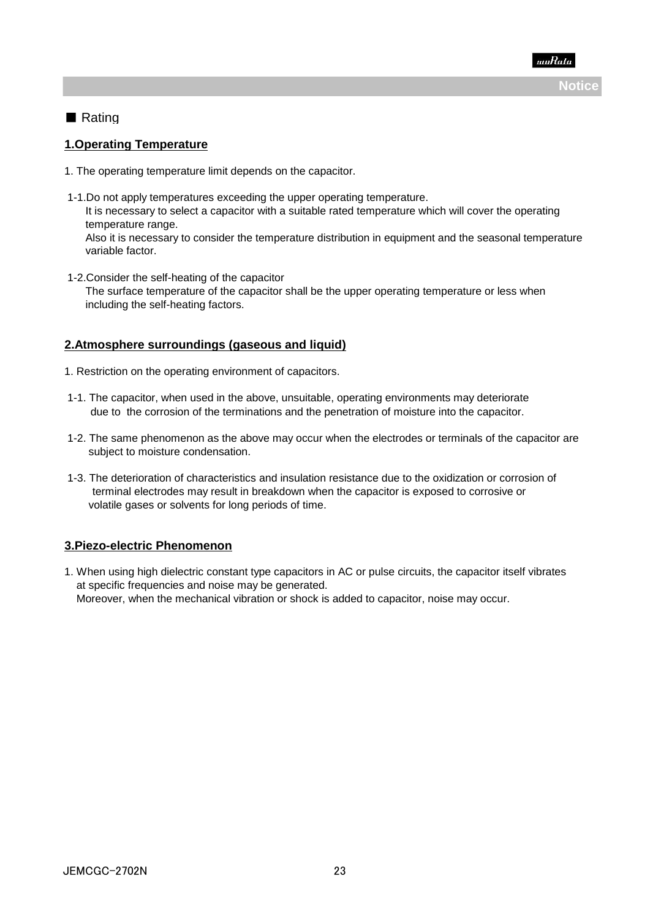Notice

■ Rating

## 1.Operating Temperature

1. The operating temperature limit depends on the capacitor.

1-1.Do not apply temperatures exceeding the upper operating temperature.
It is necessary to select a capacitor with a suitable rated temperature which will cover the operating temperature range.
Also it is necessary to consider the temperature distribution in equipment and the seasonal temperature variable factor.

1-2.Consider the self-heating of the capacitor
The surface temperature of the capacitor shall be the upper operating temperature or less when including the self-heating factors.

## 2.Atmosphere surroundings (gaseous and liquid)

1. Restriction on the operating environment of capacitors.

1-1. The capacitor, when used in the above, unsuitable, operating environments may deteriorate due to the corrosion of the terminations and the penetration of moisture into the capacitor.

1-2. The same phenomenon as the above may occur when the electrodes or terminals of the capacitor are subject to moisture condensation.

1-3. The deterioration of characteristics and insulation resistance due to the oxidization or corrosion of terminal electrodes may result in breakdown when the capacitor is exposed to corrosive or volatile gases or solvents for long periods of time.

## 3.Piezo-electric Phenomenon

1. When using high dielectric constant type capacitors in AC or pulse circuits, the capacitor itself vibrates at specific frequencies and noise may be generated.
Moreover, when the mechanical vibration or shock is added to capacitor, noise may occur.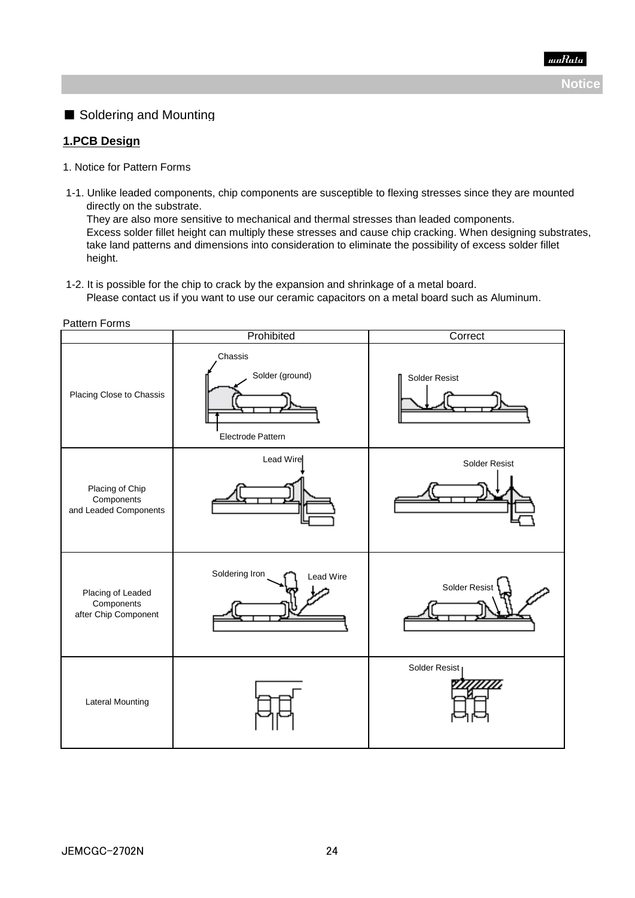■ Soldering and Mounting

**1.PCB Design**

1. Notice for Pattern Forms

1-1. Unlike leaded components, chip components are susceptible to flexing stresses since they are mounted directly on the substrate.
They are also more sensitive to mechanical and thermal stresses than leaded components.
Excess solder fillet height can multiply these stresses and cause chip cracking. When designing substrates, take land patterns and dimensions into consideration to eliminate the possibility of excess solder fillet height.

1-2. It is possible for the chip to crack by the expansion and shrinkage of a metal board.
Please contact us if you want to use our ceramic capacitors on a metal board such as Aluminum.

Pattern Forms

| | Prohibited | Correct |
|---|---|---|
| Placing Close to Chassis | Chassis / Solder (ground) / Electrode Pattern | Solder Resist |
| Placing of Chip Components and Leaded Components | Lead Wire | Solder Resist |
| Placing of Leaded Components after Chip Component | Soldering Iron / Lead Wire | Solder Resist |
| Lateral Mounting | | Solder Resist |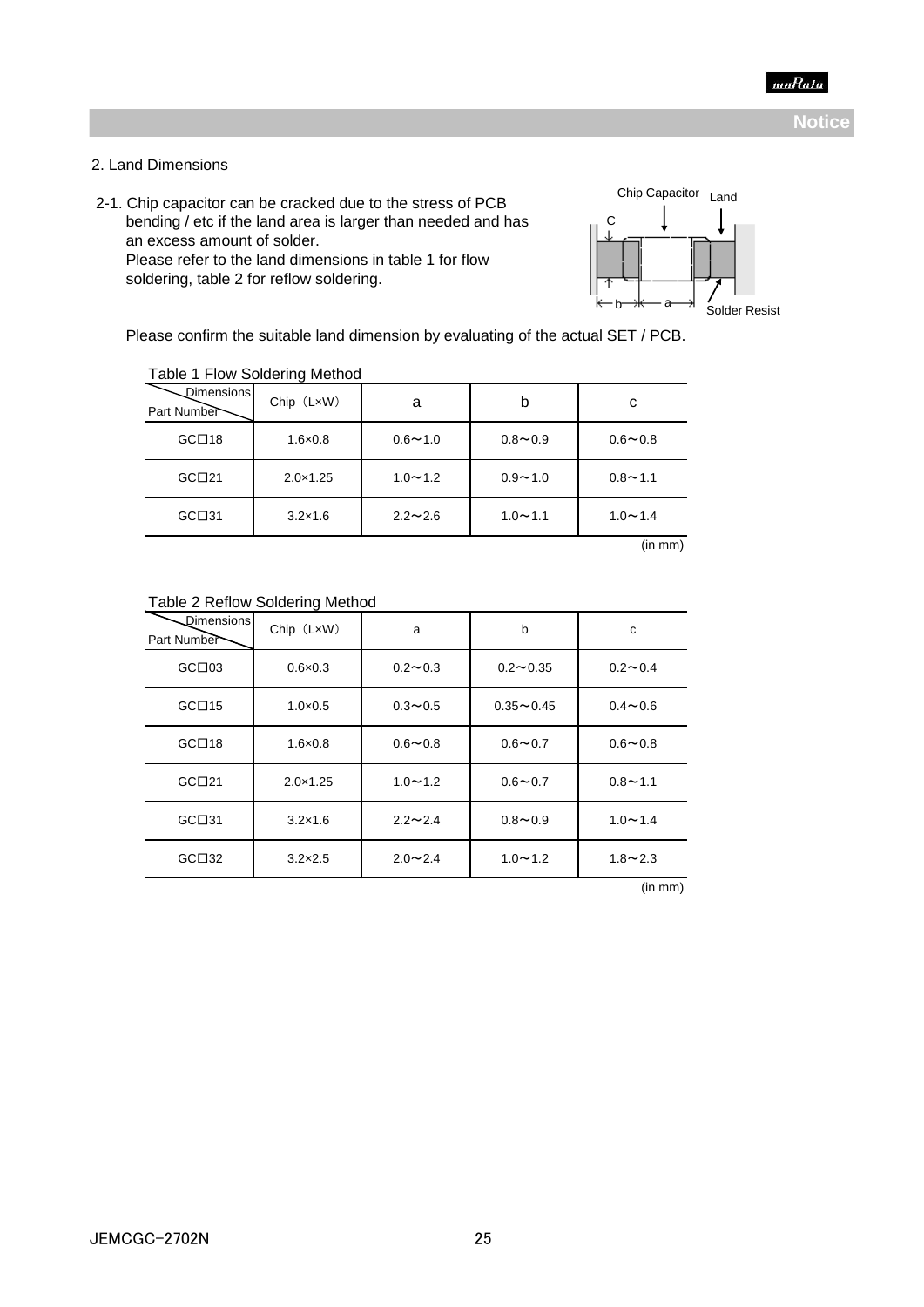**Notice**

2. Land Dimensions

2-1. Chip capacitor can be cracked due to the stress of PCB bending / etc if the land area is larger than needed and has an excess amount of solder.
Please refer to the land dimensions in table 1 for flow soldering, table 2 for reflow soldering.

Chip Capacitor Land C b a Solder Resist

Please confirm the suitable land dimension by evaluating of the actual SET / PCB.

Table 1 Flow Soldering Method

| Part Number \ Dimensions | Chip（L×W） | a | b | c |
|---|---|---|---|---|
| GC□18 | 1.6×0.8 | 0.6～1.0 | 0.8～0.9 | 0.6～0.8 |
| GC□21 | 2.0×1.25 | 1.0～1.2 | 0.9～1.0 | 0.8～1.1 |
| GC□31 | 3.2×1.6 | 2.2～2.6 | 1.0～1.1 | 1.0～1.4 |

(in mm)

Table 2 Reflow Soldering Method

| Part Number \ Dimensions | Chip（L×W） | a | b | c |
|---|---|---|---|---|
| GC□03 | 0.6×0.3 | 0.2～0.3 | 0.2～0.35 | 0.2～0.4 |
| GC□15 | 1.0×0.5 | 0.3～0.5 | 0.35～0.45 | 0.4～0.6 |
| GC□18 | 1.6×0.8 | 0.6～0.8 | 0.6～0.7 | 0.6～0.8 |
| GC□21 | 2.0×1.25 | 1.0～1.2 | 0.6～0.7 | 0.8～1.1 |
| GC□31 | 3.2×1.6 | 2.2～2.4 | 0.8～0.9 | 1.0～1.4 |
| GC□32 | 3.2×2.5 | 2.0～2.4 | 1.0～1.2 | 1.8～2.3 |

(in mm)

JEMCGC-2702N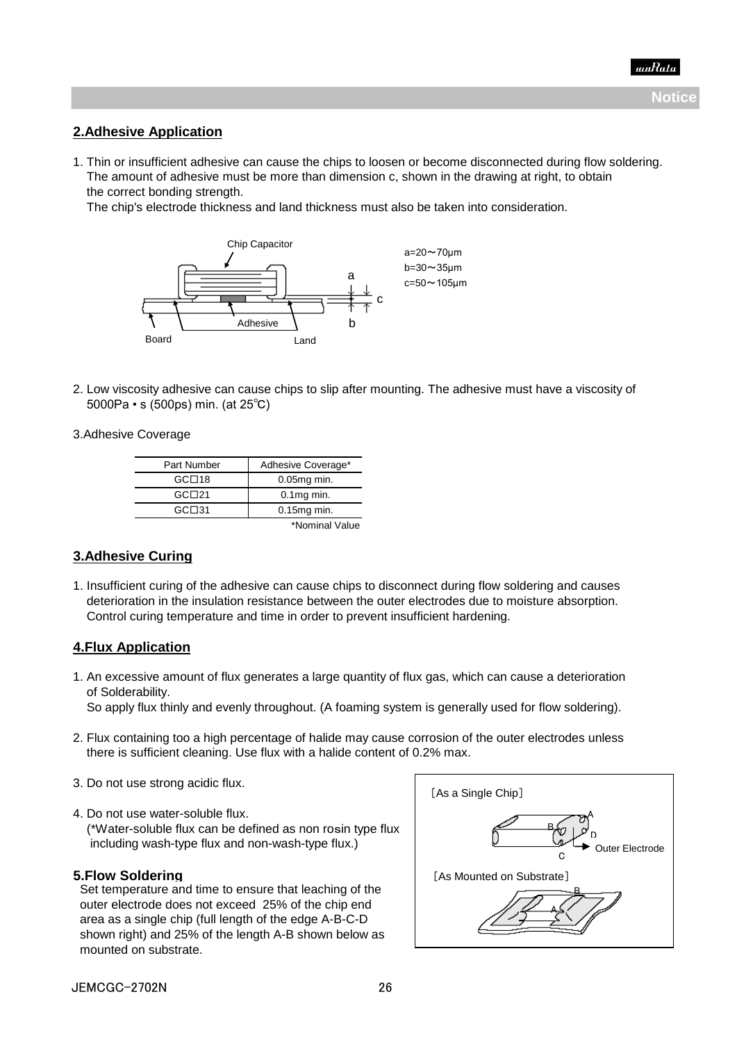Notice

## 2.Adhesive Application

1. Thin or insufficient adhesive can cause the chips to loosen or become disconnected during flow soldering. The amount of adhesive must be more than dimension c, shown in the drawing at right, to obtain the correct bonding strength.
   The chip's electrode thickness and land thickness must also be taken into consideration.

Chip Capacitor, Adhesive, Board, Land

a=20～70μm
b=30～35μm
c=50～105μm

2. Low viscosity adhesive can cause chips to slip after mounting. The adhesive must have a viscosity of 5000Pa • s (500ps) min. (at 25℃)

3.Adhesive Coverage

| Part Number | Adhesive Coverage* |
|---|---|
| GC□18 | 0.05mg min. |
| GC□21 | 0.1mg min. |
| GC□31 | 0.15mg min. |

*Nominal Value

## 3.Adhesive Curing

1. Insufficient curing of the adhesive can cause chips to disconnect during flow soldering and causes deterioration in the insulation resistance between the outer electrodes due to moisture absorption. Control curing temperature and time in order to prevent insufficient hardening.

## 4.Flux Application

1. An excessive amount of flux generates a large quantity of flux gas, which can cause a deterioration of Solderability.
   So apply flux thinly and evenly throughout. (A foaming system is generally used for flow soldering).

2. Flux containing too a high percentage of halide may cause corrosion of the outer electrodes unless there is sufficient cleaning. Use flux with a halide content of 0.2% max.

3. Do not use strong acidic flux.

4. Do not use water-soluble flux.
   (*Water-soluble flux can be defined as non rosin type flux including wash-type flux and non-wash-type flux.)

## 5.Flow Soldering

Set temperature and time to ensure that leaching of the outer electrode does not exceed 25% of the chip end area as a single chip (full length of the edge A-B-C-D shown right) and 25% of the length A-B shown below as mounted on substrate.

［As a Single Chip］ A, B, C, D, Outer Electrode

［As Mounted on Substrate］ A, B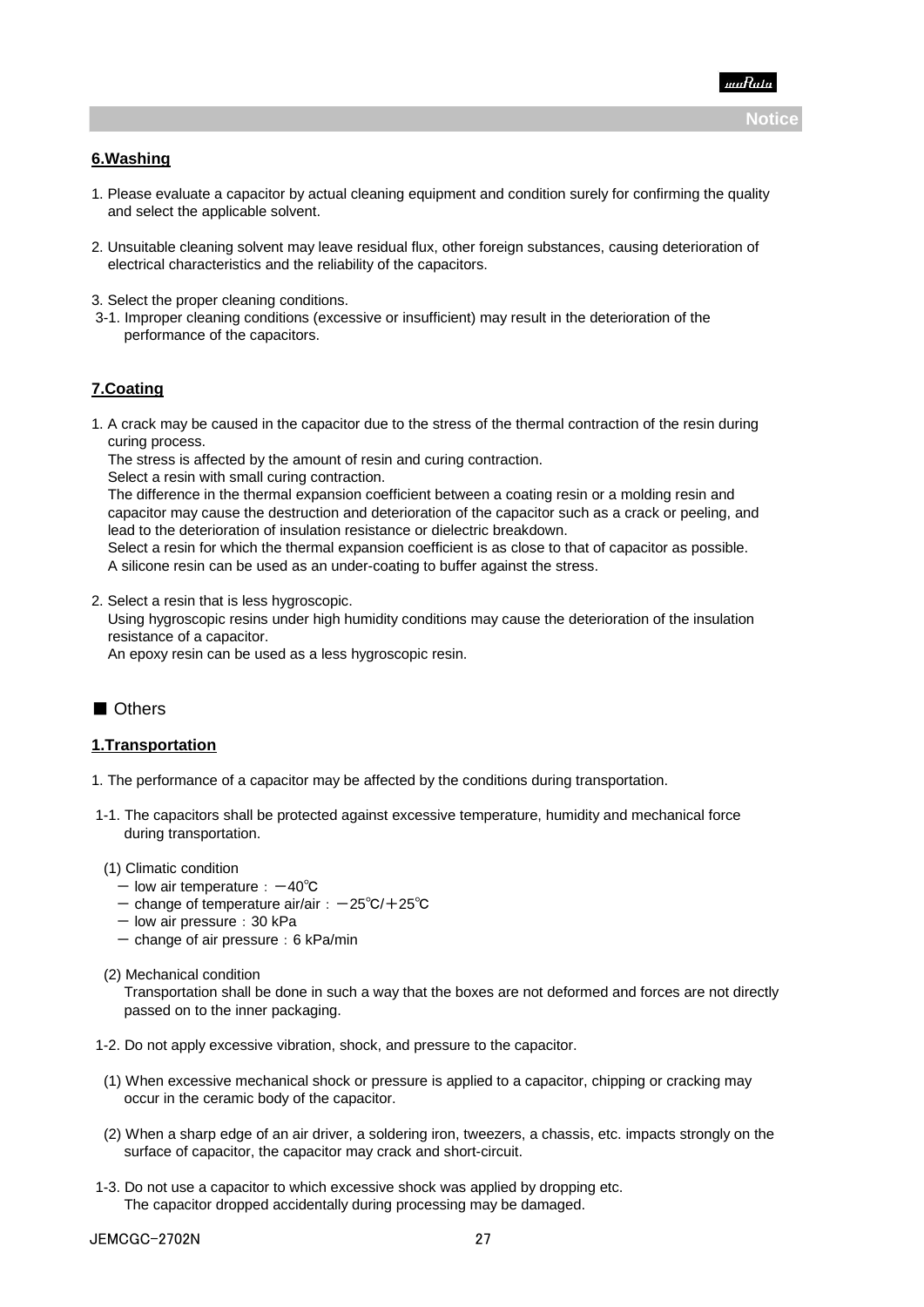## 6.Washing

1. Please evaluate a capacitor by actual cleaning equipment and condition surely for confirming the quality and select the applicable solvent.

2. Unsuitable cleaning solvent may leave residual flux, other foreign substances, causing deterioration of electrical characteristics and the reliability of the capacitors.

3. Select the proper cleaning conditions.
 3-1. Improper cleaning conditions (excessive or insufficient) may result in the deterioration of the performance of the capacitors.

## 7.Coating

1. A crack may be caused in the capacitor due to the stress of the thermal contraction of the resin during curing process.
   The stress is affected by the amount of resin and curing contraction.
   Select a resin with small curing contraction.
   The difference in the thermal expansion coefficient between a coating resin or a molding resin and capacitor may cause the destruction and deterioration of the capacitor such as a crack or peeling, and lead to the deterioration of insulation resistance or dielectric breakdown.
   Select a resin for which the thermal expansion coefficient is as close to that of capacitor as possible.
   A silicone resin can be used as an under-coating to buffer against the stress.

2. Select a resin that is less hygroscopic.
   Using hygroscopic resins under high humidity conditions may cause the deterioration of the insulation resistance of a capacitor.
   An epoxy resin can be used as a less hygroscopic resin.

■ Others

## 1.Transportation

1. The performance of a capacitor may be affected by the conditions during transportation.

 1-1. The capacitors shall be protected against excessive temperature, humidity and mechanical force during transportation.

  (1) Climatic condition
   － low air temperature：－40℃
   － change of temperature air/air：－25℃/＋25℃
   － low air pressure：30 kPa
   － change of air pressure：6 kPa/min

  (2) Mechanical condition
   Transportation shall be done in such a way that the boxes are not deformed and forces are not directly passed on to the inner packaging.

 1-2. Do not apply excessive vibration, shock, and pressure to the capacitor.

  (1) When excessive mechanical shock or pressure is applied to a capacitor, chipping or cracking may occur in the ceramic body of the capacitor.

  (2) When a sharp edge of an air driver, a soldering iron, tweezers, a chassis, etc. impacts strongly on the surface of capacitor, the capacitor may crack and short-circuit.

 1-3. Do not use a capacitor to which excessive shock was applied by dropping etc.
   The capacitor dropped accidentally during processing may be damaged.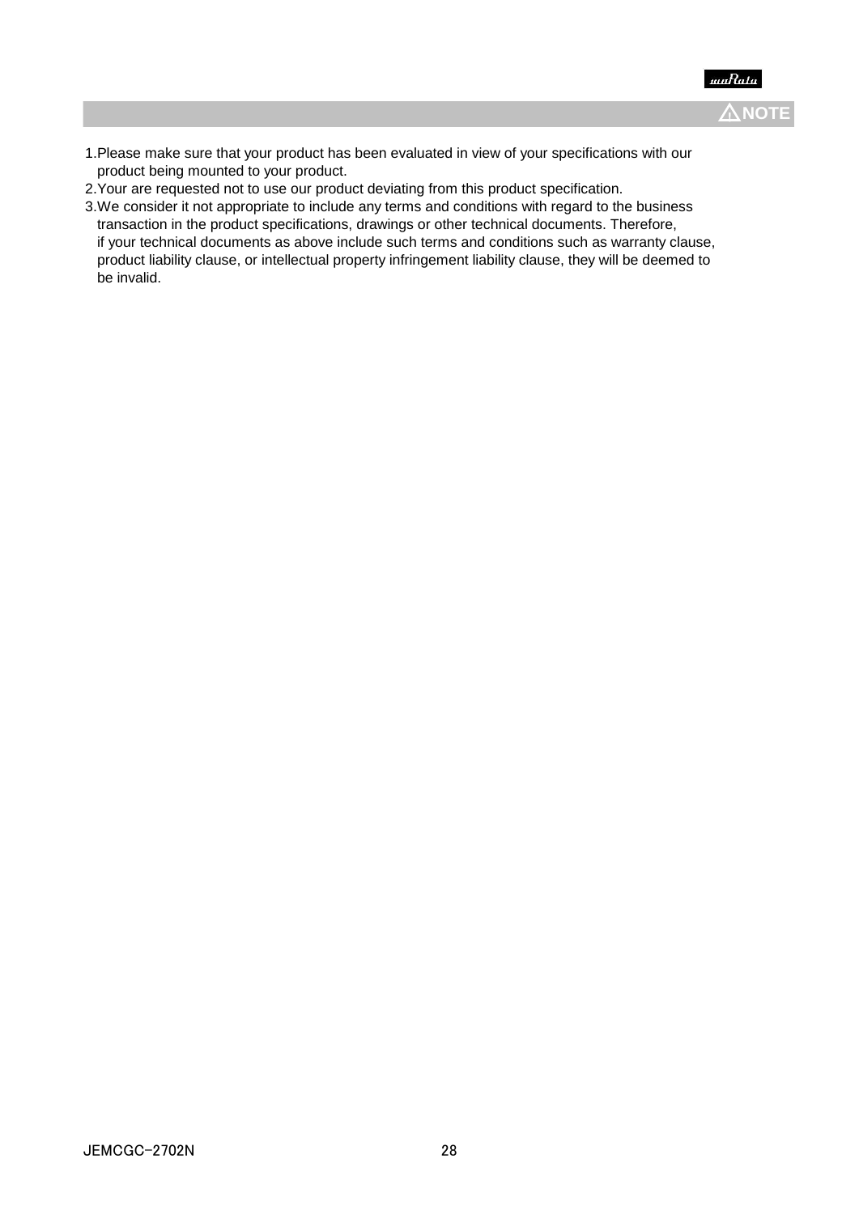## ⚠NOTE

1. Please make sure that your product has been evaluated in view of your specifications with our product being mounted to your product.
2. Your are requested not to use our product deviating from this product specification.
3. We consider it not appropriate to include any terms and conditions with regard to the business transaction in the product specifications, drawings or other technical documents. Therefore, if your technical documents as above include such terms and conditions such as warranty clause, product liability clause, or intellectual property infringement liability clause, they will be deemed to be invalid.